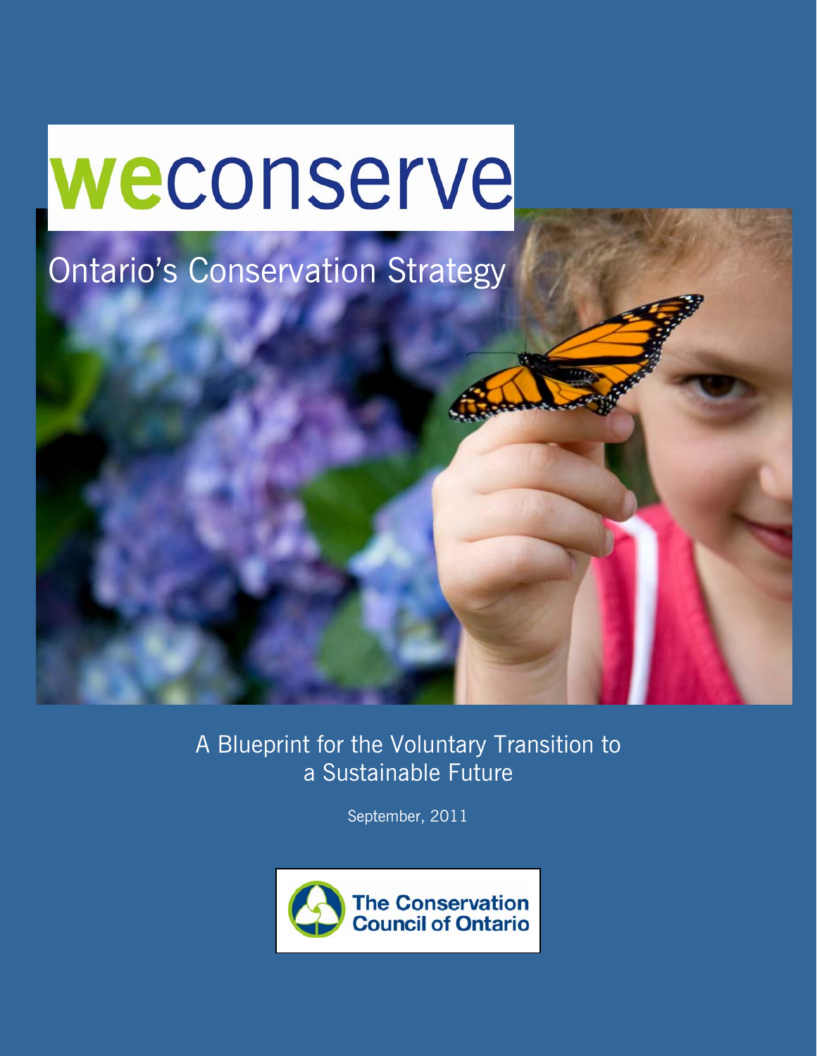# weconserve

## Ontario's Conservation Strategy

A Blueprint for the Voluntary Transition to a Sustainable Future

September, 2011

The Conservation Council of Ontario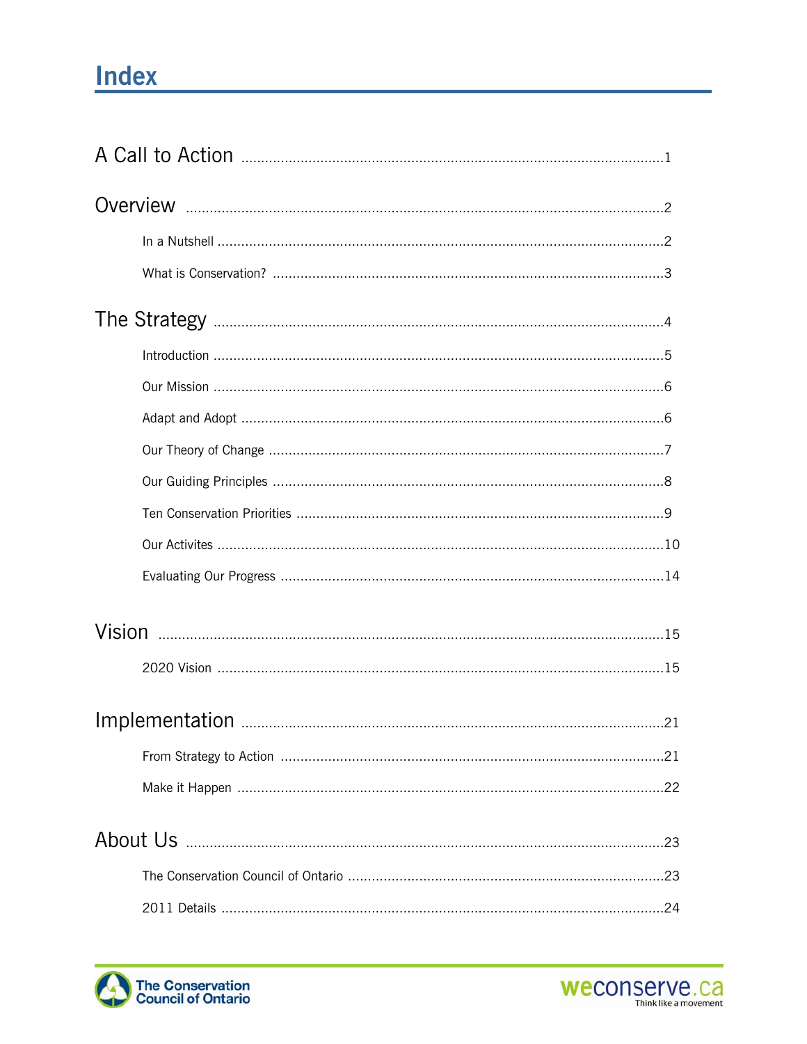# Index

A Call to Action ..........1

Overview ..........2

- In a Nutshell ..........2
- What is Conservation? ..........3

The Strategy ..........4

- Introduction ..........5
- Our Mission ..........6
- Adapt and Adopt ..........6
- Our Theory of Change ..........7
- Our Guiding Principles ..........8
- Ten Conservation Priorities ..........9
- Our Activites ..........10
- Evaluating Our Progress ..........14

Vision ..........15

- 2020 Vision ..........15

Implementation ..........21

- From Strategy to Action ..........21
- Make it Happen ..........22

About Us ..........23

- The Conservation Council of Ontario ..........23
- 2011 Details ..........24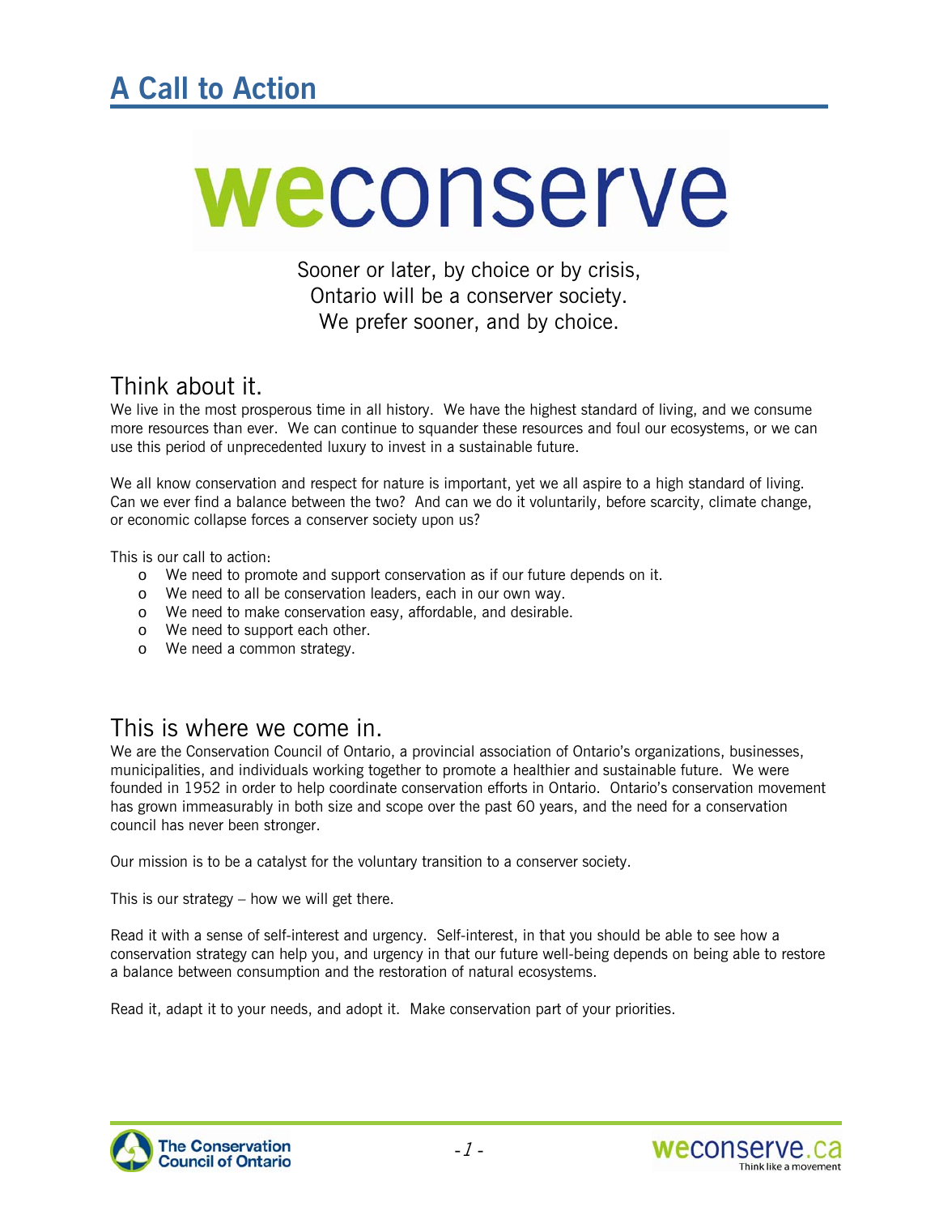# A Call to Action

**weconserve**

Sooner or later, by choice or by crisis,
Ontario will be a conserver society.
We prefer sooner, and by choice.

## Think about it.

We live in the most prosperous time in all history. We have the highest standard of living, and we consume more resources than ever. We can continue to squander these resources and foul our ecosystems, or we can use this period of unprecedented luxury to invest in a sustainable future.

We all know conservation and respect for nature is important, yet we all aspire to a high standard of living. Can we ever find a balance between the two? And can we do it voluntarily, before scarcity, climate change, or economic collapse forces a conserver society upon us?

This is our call to action:

- We need to promote and support conservation as if our future depends on it.
- We need to all be conservation leaders, each in our own way.
- We need to make conservation easy, affordable, and desirable.
- We need to support each other.
- We need a common strategy.

## This is where we come in.

We are the Conservation Council of Ontario, a provincial association of Ontario's organizations, businesses, municipalities, and individuals working together to promote a healthier and sustainable future. We were founded in 1952 in order to help coordinate conservation efforts in Ontario. Ontario's conservation movement has grown immeasurably in both size and scope over the past 60 years, and the need for a conservation council has never been stronger.

Our mission is to be a catalyst for the voluntary transition to a conserver society.

This is our strategy – how we will get there.

Read it with a sense of self-interest and urgency. Self-interest, in that you should be able to see how a conservation strategy can help you, and urgency in that our future well-being depends on being able to restore a balance between consumption and the restoration of natural ecosystems.

Read it, adapt it to your needs, and adopt it. Make conservation part of your priorities.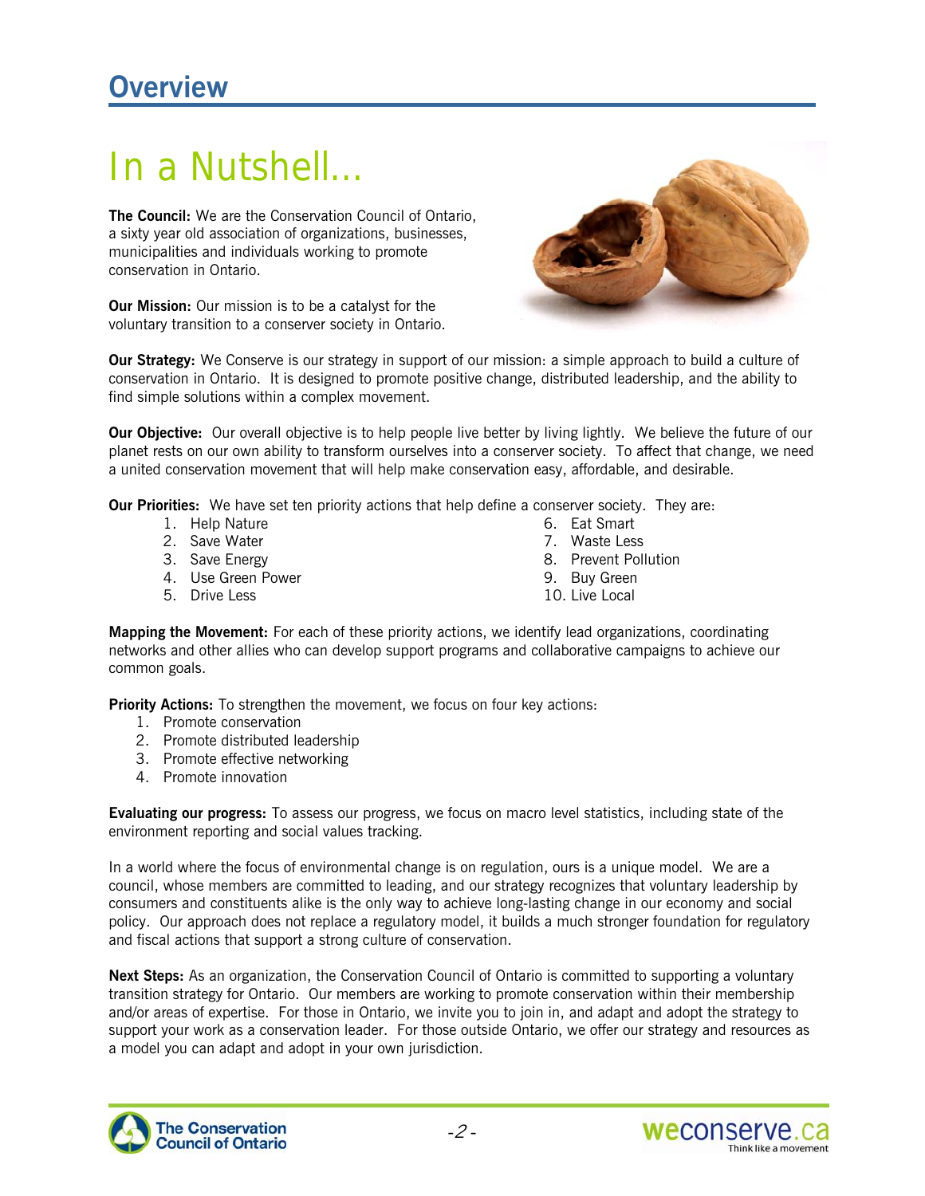## Overview

# In a Nutshell…

**The Council:** We are the Conservation Council of Ontario, a sixty year old association of organizations, businesses, municipalities and individuals working to promote conservation in Ontario.

**Our Mission:** Our mission is to be a catalyst for the voluntary transition to a conserver society in Ontario.

**Our Strategy:** We Conserve is our strategy in support of our mission: a simple approach to build a culture of conservation in Ontario. It is designed to promote positive change, distributed leadership, and the ability to find simple solutions within a complex movement.

**Our Objective:** Our overall objective is to help people live better by living lightly. We believe the future of our planet rests on our own ability to transform ourselves into a conserver society. To affect that change, we need a united conservation movement that will help make conservation easy, affordable, and desirable.

**Our Priorities:** We have set ten priority actions that help define a conserver society. They are:

1. Help Nature
2. Save Water
3. Save Energy
4. Use Green Power
5. Drive Less
6. Eat Smart
7. Waste Less
8. Prevent Pollution
9. Buy Green
10. Live Local

**Mapping the Movement:** For each of these priority actions, we identify lead organizations, coordinating networks and other allies who can develop support programs and collaborative campaigns to achieve our common goals.

**Priority Actions:** To strengthen the movement, we focus on four key actions:

1. Promote conservation
2. Promote distributed leadership
3. Promote effective networking
4. Promote innovation

**Evaluating our progress:** To assess our progress, we focus on macro level statistics, including state of the environment reporting and social values tracking.

In a world where the focus of environmental change is on regulation, ours is a unique model. We are a council, whose members are committed to leading, and our strategy recognizes that voluntary leadership by consumers and constituents alike is the only way to achieve long-lasting change in our economy and social policy. Our approach does not replace a regulatory model, it builds a much stronger foundation for regulatory and fiscal actions that support a strong culture of conservation.

**Next Steps:** As an organization, the Conservation Council of Ontario is committed to supporting a voluntary transition strategy for Ontario. Our members are working to promote conservation within their membership and/or areas of expertise. For those in Ontario, we invite you to join in, and adapt and adopt the strategy to support your work as a conservation leader. For those outside Ontario, we offer our strategy and resources as a model you can adapt and adopt in your own jurisdiction.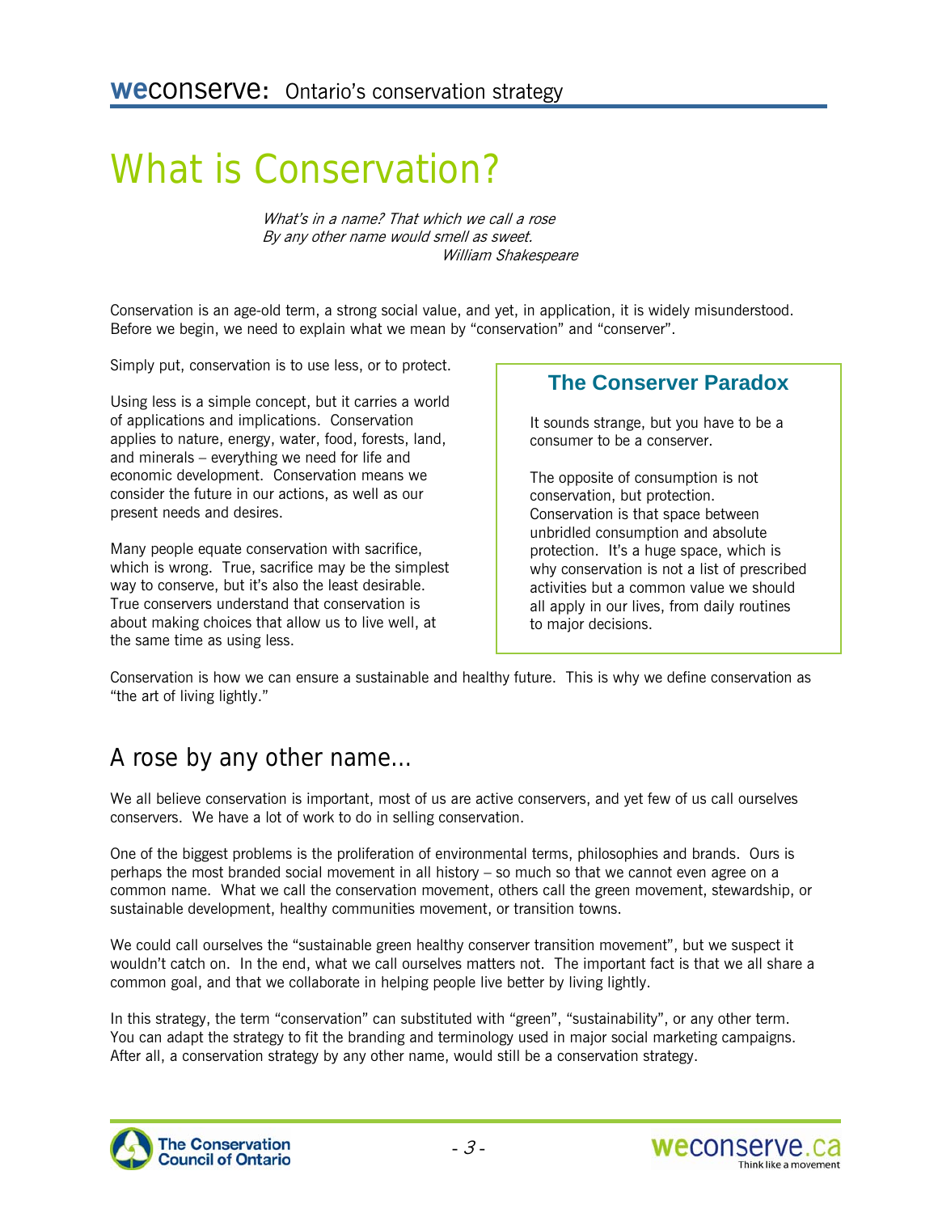# What is Conservation?

> *What's in a name? That which we call a rose*
> *By any other name would smell as sweet.*
> *William Shakespeare*

Conservation is an age-old term, a strong social value, and yet, in application, it is widely misunderstood. Before we begin, we need to explain what we mean by "conservation" and "conserver".

Simply put, conservation is to use less, or to protect.

Using less is a simple concept, but it carries a world of applications and implications. Conservation applies to nature, energy, water, food, forests, land, and minerals – everything we need for life and economic development. Conservation means we consider the future in our actions, as well as our present needs and desires.

Many people equate conservation with sacrifice, which is wrong. True, sacrifice may be the simplest way to conserve, but it's also the least desirable. True conservers understand that conservation is about making choices that allow us to live well, at the same time as using less.

### The Conserver Paradox

It sounds strange, but you have to be a consumer to be a conserver.

The opposite of consumption is not conservation, but protection. Conservation is that space between unbridled consumption and absolute protection. It's a huge space, which is why conservation is not a list of prescribed activities but a common value we should all apply in our lives, from daily routines to major decisions.

Conservation is how we can ensure a sustainable and healthy future. This is why we define conservation as "the art of living lightly."

## A rose by any other name...

We all believe conservation is important, most of us are active conservers, and yet few of us call ourselves conservers. We have a lot of work to do in selling conservation.

One of the biggest problems is the proliferation of environmental terms, philosophies and brands. Ours is perhaps the most branded social movement in all history – so much so that we cannot even agree on a common name. What we call the conservation movement, others call the green movement, stewardship, or sustainable development, healthy communities movement, or transition towns.

We could call ourselves the "sustainable green healthy conserver transition movement", but we suspect it wouldn't catch on. In the end, what we call ourselves matters not. The important fact is that we all share a common goal, and that we collaborate in helping people live better by living lightly.

In this strategy, the term "conservation" can substituted with "green", "sustainability", or any other term. You can adapt the strategy to fit the branding and terminology used in major social marketing campaigns. After all, a conservation strategy by any other name, would still be a conservation strategy.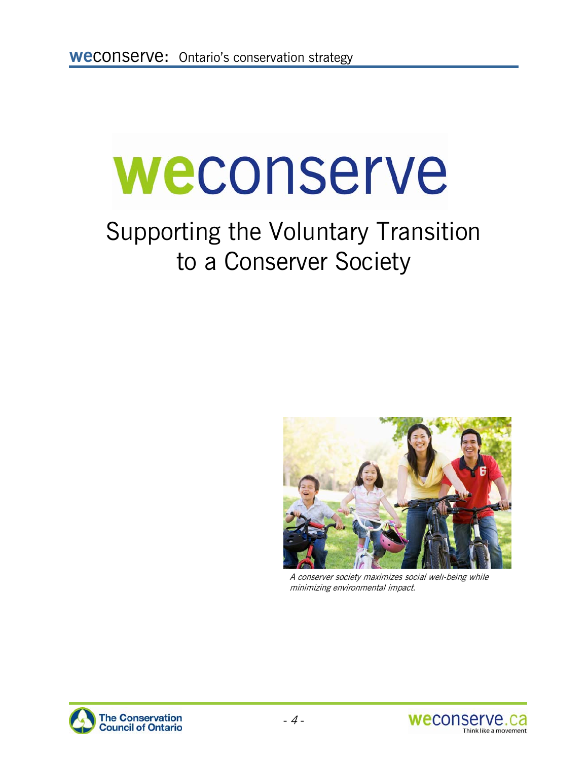# weconserve

## Supporting the Voluntary Transition to a Conserver Society

*A conserver society maximizes social well-being while minimizing environmental impact.*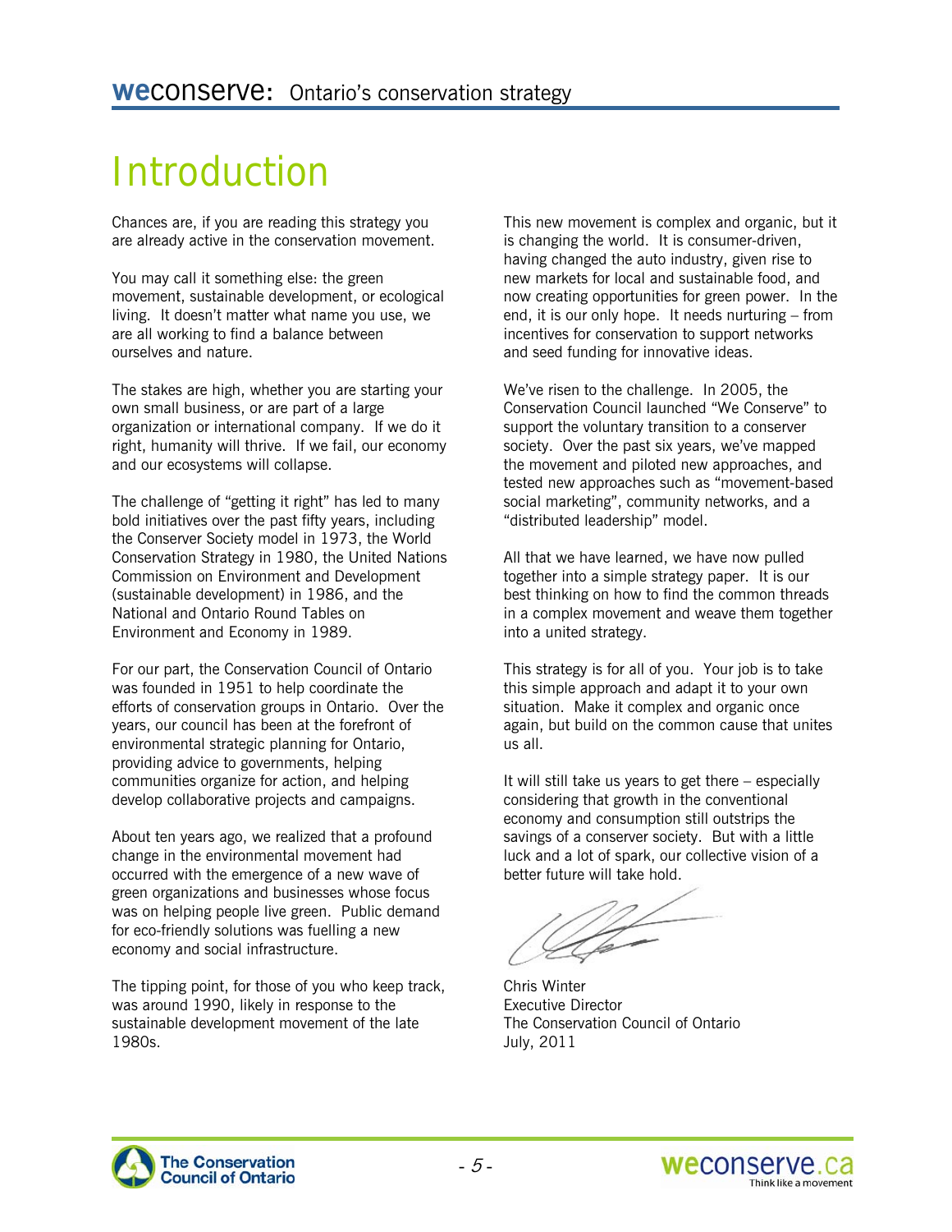# Introduction

Chances are, if you are reading this strategy you are already active in the conservation movement.

You may call it something else: the green movement, sustainable development, or ecological living. It doesn't matter what name you use, we are all working to find a balance between ourselves and nature.

The stakes are high, whether you are starting your own small business, or are part of a large organization or international company. If we do it right, humanity will thrive. If we fail, our economy and our ecosystems will collapse.

The challenge of "getting it right" has led to many bold initiatives over the past fifty years, including the Conserver Society model in 1973, the World Conservation Strategy in 1980, the United Nations Commission on Environment and Development (sustainable development) in 1986, and the National and Ontario Round Tables on Environment and Economy in 1989.

For our part, the Conservation Council of Ontario was founded in 1951 to help coordinate the efforts of conservation groups in Ontario. Over the years, our council has been at the forefront of environmental strategic planning for Ontario, providing advice to governments, helping communities organize for action, and helping develop collaborative projects and campaigns.

About ten years ago, we realized that a profound change in the environmental movement had occurred with the emergence of a new wave of green organizations and businesses whose focus was on helping people live green. Public demand for eco-friendly solutions was fuelling a new economy and social infrastructure.

The tipping point, for those of you who keep track, was around 1990, likely in response to the sustainable development movement of the late 1980s.

This new movement is complex and organic, but it is changing the world. It is consumer-driven, having changed the auto industry, given rise to new markets for local and sustainable food, and now creating opportunities for green power. In the end, it is our only hope. It needs nurturing – from incentives for conservation to support networks and seed funding for innovative ideas.

We've risen to the challenge. In 2005, the Conservation Council launched "We Conserve" to support the voluntary transition to a conserver society. Over the past six years, we've mapped the movement and piloted new approaches, and tested new approaches such as "movement-based social marketing", community networks, and a "distributed leadership" model.

All that we have learned, we have now pulled together into a simple strategy paper. It is our best thinking on how to find the common threads in a complex movement and weave them together into a united strategy.

This strategy is for all of you. Your job is to take this simple approach and adapt it to your own situation. Make it complex and organic once again, but build on the common cause that unites us all.

It will still take us years to get there – especially considering that growth in the conventional economy and consumption still outstrips the savings of a conserver society. But with a little luck and a lot of spark, our collective vision of a better future will take hold.

Chris Winter
Executive Director
The Conservation Council of Ontario
July, 2011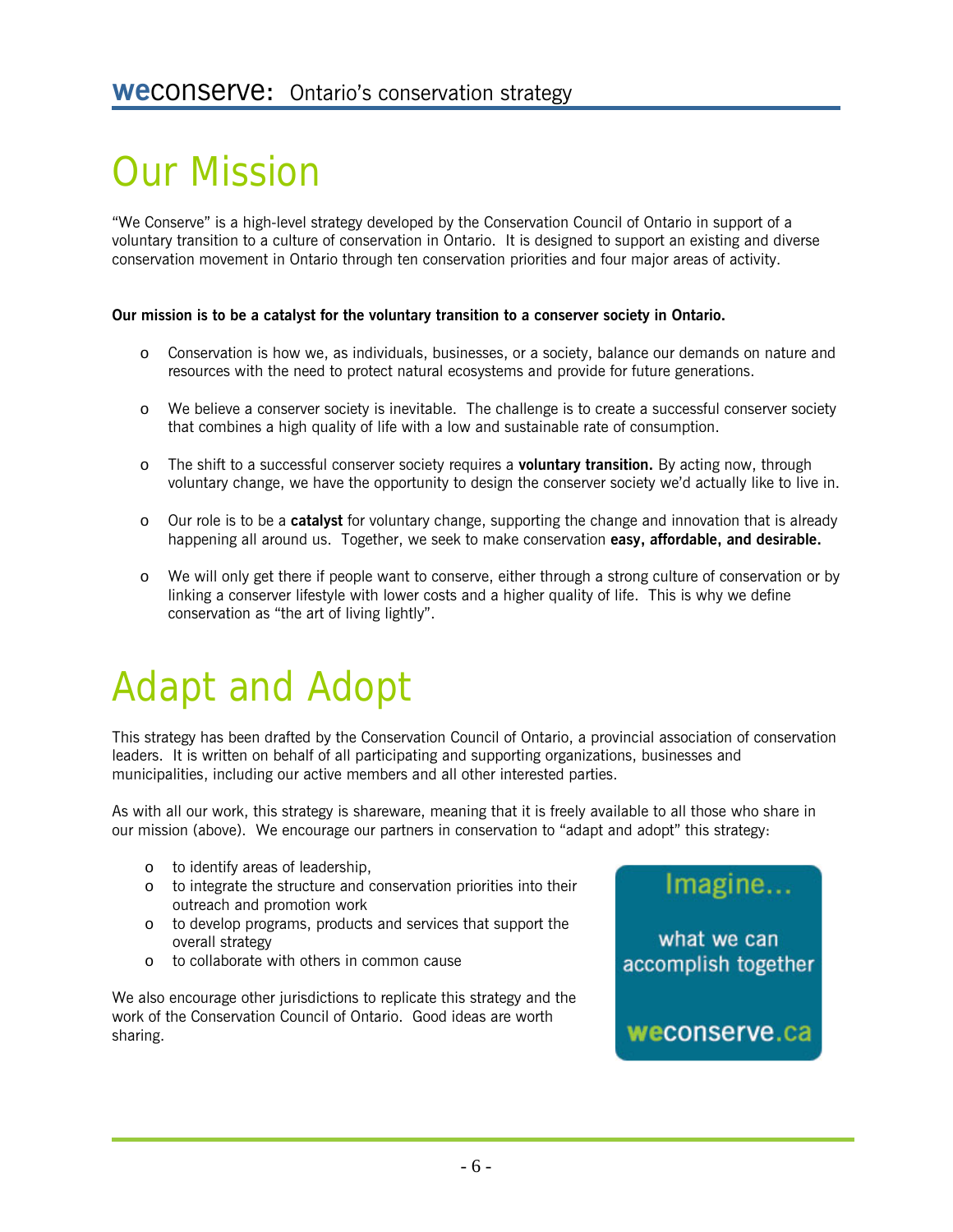# Our Mission

"We Conserve" is a high-level strategy developed by the Conservation Council of Ontario in support of a voluntary transition to a culture of conservation in Ontario. It is designed to support an existing and diverse conservation movement in Ontario through ten conservation priorities and four major areas of activity.

**Our mission is to be a catalyst for the voluntary transition to a conserver society in Ontario.**

- Conservation is how we, as individuals, businesses, or a society, balance our demands on nature and resources with the need to protect natural ecosystems and provide for future generations.
- We believe a conserver society is inevitable. The challenge is to create a successful conserver society that combines a high quality of life with a low and sustainable rate of consumption.
- The shift to a successful conserver society requires a **voluntary transition.** By acting now, through voluntary change, we have the opportunity to design the conserver society we'd actually like to live in.
- Our role is to be a **catalyst** for voluntary change, supporting the change and innovation that is already happening all around us. Together, we seek to make conservation **easy, affordable, and desirable.**
- We will only get there if people want to conserve, either through a strong culture of conservation or by linking a conserver lifestyle with lower costs and a higher quality of life. This is why we define conservation as "the art of living lightly".

# Adapt and Adopt

This strategy has been drafted by the Conservation Council of Ontario, a provincial association of conservation leaders. It is written on behalf of all participating and supporting organizations, businesses and municipalities, including our active members and all other interested parties.

As with all our work, this strategy is shareware, meaning that it is freely available to all those who share in our mission (above). We encourage our partners in conservation to "adapt and adopt" this strategy:

- to identify areas of leadership,
- to integrate the structure and conservation priorities into their outreach and promotion work
- to develop programs, products and services that support the overall strategy
- to collaborate with others in common cause

We also encourage other jurisdictions to replicate this strategy and the work of the Conservation Council of Ontario. Good ideas are worth sharing.

Imagine…

what we can accomplish together

weconserve.ca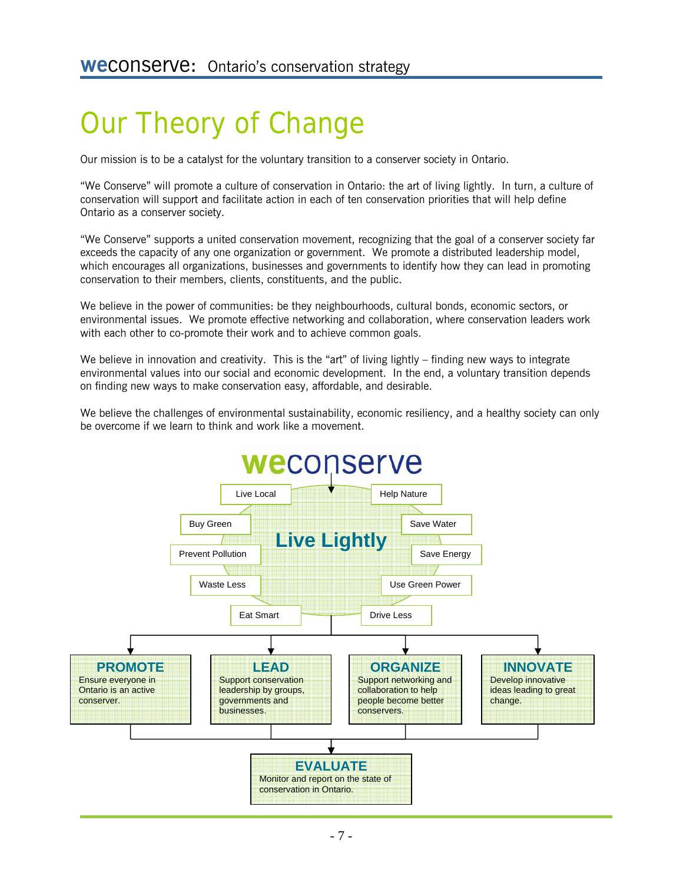# Our Theory of Change

Our mission is to be a catalyst for the voluntary transition to a conserver society in Ontario.

"We Conserve" will promote a culture of conservation in Ontario: the art of living lightly. In turn, a culture of conservation will support and facilitate action in each of ten conservation priorities that will help define Ontario as a conserver society.

"We Conserve" supports a united conservation movement, recognizing that the goal of a conserver society far exceeds the capacity of any one organization or government. We promote a distributed leadership model, which encourages all organizations, businesses and governments to identify how they can lead in promoting conservation to their members, clients, constituents, and the public.

We believe in the power of communities: be they neighbourhoods, cultural bonds, economic sectors, or environmental issues. We promote effective networking and collaboration, where conservation leaders work with each other to co-promote their work and to achieve common goals.

We believe in innovation and creativity. This is the "art" of living lightly – finding new ways to integrate environmental values into our social and economic development. In the end, a voluntary transition depends on finding new ways to make conservation easy, affordable, and desirable.

We believe the challenges of environmental sustainability, economic resiliency, and a healthy society can only be overcome if we learn to think and work like a movement.

**weconserve**

**Live Lightly**

- Live Local
- Help Nature
- Buy Green
- Save Water
- Prevent Pollution
- Save Energy
- Waste Less
- Use Green Power
- Eat Smart
- Drive Less

**PROMOTE** – Ensure everyone in Ontario is an active conserver.

**LEAD** – Support conservation leadership by groups, governments and businesses.

**ORGANIZE** – Support networking and collaboration to help people become better conservers.

**INNOVATE** – Develop innovative ideas leading to great change.

**EVALUATE** – Monitor and report on the state of conservation in Ontario.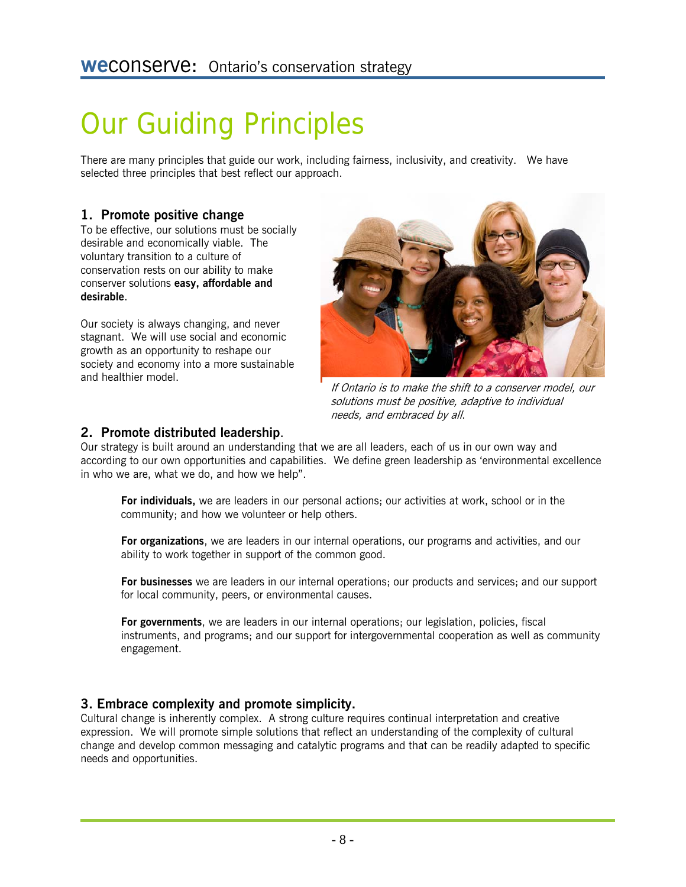# Our Guiding Principles

There are many principles that guide our work, including fairness, inclusivity, and creativity. We have selected three principles that best reflect our approach.

## 1. Promote positive change

To be effective, our solutions must be socially desirable and economically viable. The voluntary transition to a culture of conservation rests on our ability to make conserver solutions **easy, affordable and desirable**.

Our society is always changing, and never stagnant. We will use social and economic growth as an opportunity to reshape our society and economy into a more sustainable and healthier model.

*If Ontario is to make the shift to a conserver model, our solutions must be positive, adaptive to individual needs, and embraced by all.*

## 2. Promote distributed leadership.

Our strategy is built around an understanding that we are all leaders, each of us in our own way and according to our own opportunities and capabilities. We define green leadership as 'environmental excellence in who we are, what we do, and how we help".

**For individuals,** we are leaders in our personal actions; our activities at work, school or in the community; and how we volunteer or help others.

**For organizations**, we are leaders in our internal operations, our programs and activities, and our ability to work together in support of the common good.

**For businesses** we are leaders in our internal operations; our products and services; and our support for local community, peers, or environmental causes.

**For governments**, we are leaders in our internal operations; our legislation, policies, fiscal instruments, and programs; and our support for intergovernmental cooperation as well as community engagement.

## 3. Embrace complexity and promote simplicity.

Cultural change is inherently complex. A strong culture requires continual interpretation and creative expression. We will promote simple solutions that reflect an understanding of the complexity of cultural change and develop common messaging and catalytic programs and that can be readily adapted to specific needs and opportunities.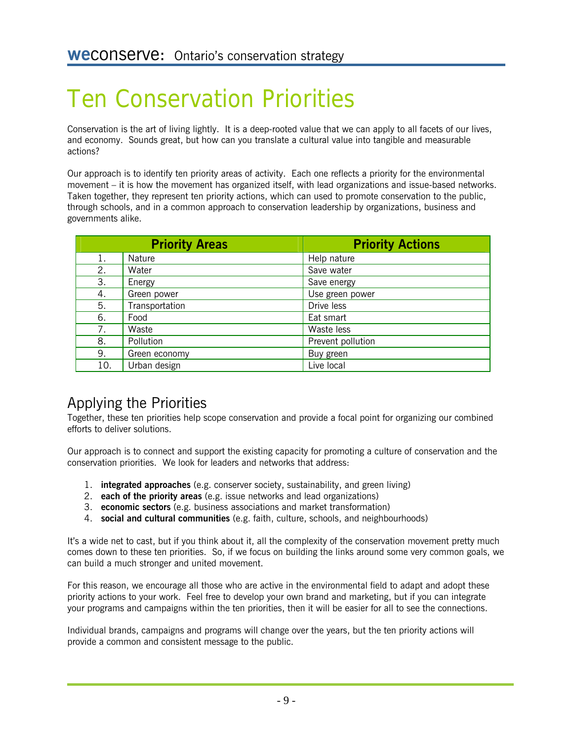# Ten Conservation Priorities

Conservation is the art of living lightly. It is a deep-rooted value that we can apply to all facets of our lives, and economy. Sounds great, but how can you translate a cultural value into tangible and measurable actions?

Our approach is to identify ten priority areas of activity. Each one reflects a priority for the environmental movement – it is how the movement has organized itself, with lead organizations and issue-based networks. Taken together, they represent ten priority actions, which can used to promote conservation to the public, through schools, and in a common approach to conservation leadership by organizations, business and governments alike.

| | Priority Areas | Priority Actions |
|---|---|---|
| 1. | Nature | Help nature |
| 2. | Water | Save water |
| 3. | Energy | Save energy |
| 4. | Green power | Use green power |
| 5. | Transportation | Drive less |
| 6. | Food | Eat smart |
| 7. | Waste | Waste less |
| 8. | Pollution | Prevent pollution |
| 9. | Green economy | Buy green |
| 10. | Urban design | Live local |

## Applying the Priorities

Together, these ten priorities help scope conservation and provide a focal point for organizing our combined efforts to deliver solutions.

Our approach is to connect and support the existing capacity for promoting a culture of conservation and the conservation priorities. We look for leaders and networks that address:

1. **integrated approaches** (e.g. conserver society, sustainability, and green living)
2. **each of the priority areas** (e.g. issue networks and lead organizations)
3. **economic sectors** (e.g. business associations and market transformation)
4. **social and cultural communities** (e.g. faith, culture, schools, and neighbourhoods)

It's a wide net to cast, but if you think about it, all the complexity of the conservation movement pretty much comes down to these ten priorities. So, if we focus on building the links around some very common goals, we can build a much stronger and united movement.

For this reason, we encourage all those who are active in the environmental field to adapt and adopt these priority actions to your work. Feel free to develop your own brand and marketing, but if you can integrate your programs and campaigns within the ten priorities, then it will be easier for all to see the connections.

Individual brands, campaigns and programs will change over the years, but the ten priority actions will provide a common and consistent message to the public.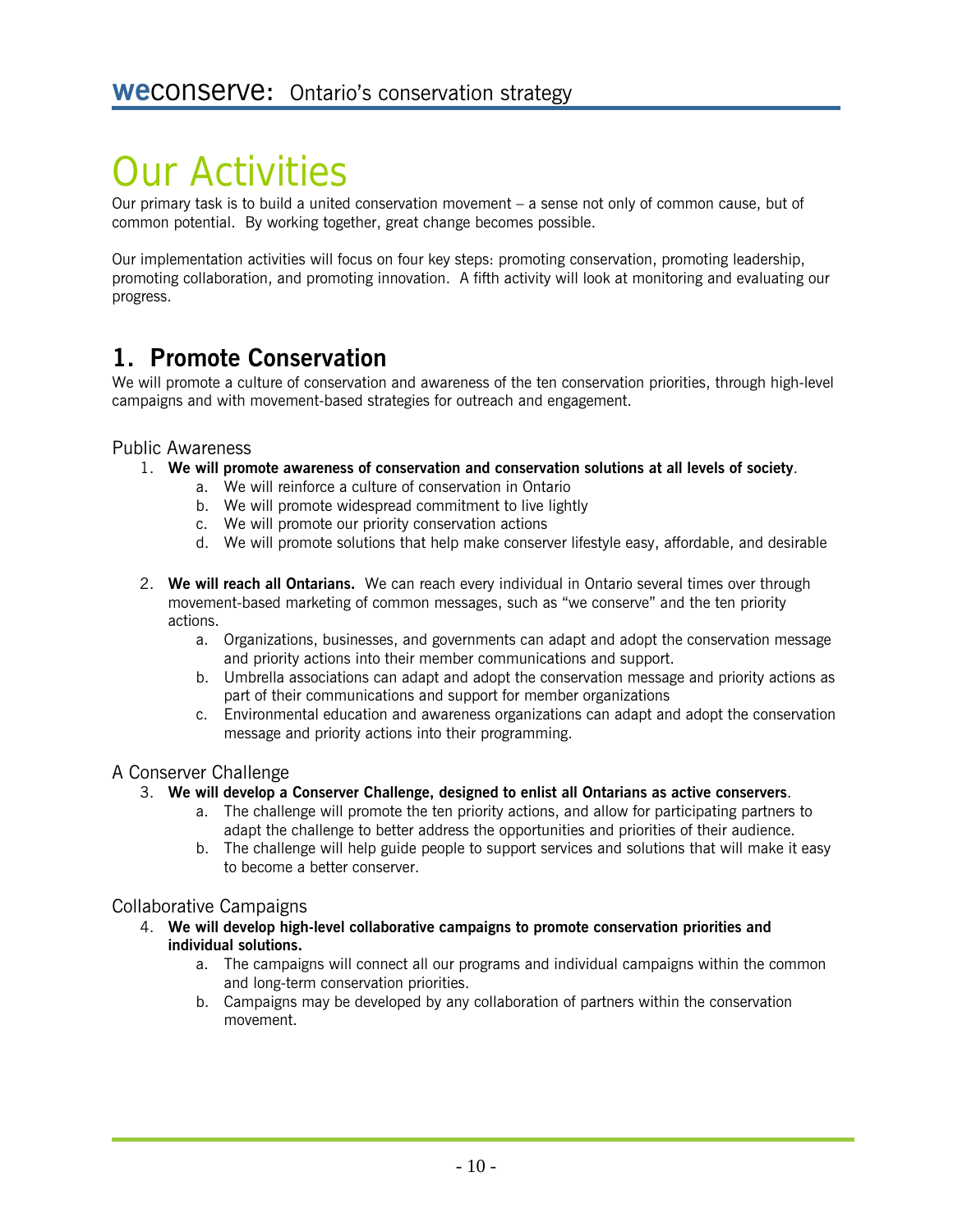# Our Activities

Our primary task is to build a united conservation movement – a sense not only of common cause, but of common potential. By working together, great change becomes possible.

Our implementation activities will focus on four key steps: promoting conservation, promoting leadership, promoting collaboration, and promoting innovation. A fifth activity will look at monitoring and evaluating our progress.

## 1. Promote Conservation

We will promote a culture of conservation and awareness of the ten conservation priorities, through high-level campaigns and with movement-based strategies for outreach and engagement.

### Public Awareness

1. **We will promote awareness of conservation and conservation solutions at all levels of society**.
   a. We will reinforce a culture of conservation in Ontario
   b. We will promote widespread commitment to live lightly
   c. We will promote our priority conservation actions
   d. We will promote solutions that help make conserver lifestyle easy, affordable, and desirable

2. **We will reach all Ontarians.** We can reach every individual in Ontario several times over through movement-based marketing of common messages, such as "we conserve" and the ten priority actions.
   a. Organizations, businesses, and governments can adapt and adopt the conservation message and priority actions into their member communications and support.
   b. Umbrella associations can adapt and adopt the conservation message and priority actions as part of their communications and support for member organizations
   c. Environmental education and awareness organizations can adapt and adopt the conservation message and priority actions into their programming.

### A Conserver Challenge

3. **We will develop a Conserver Challenge, designed to enlist all Ontarians as active conservers**.
   a. The challenge will promote the ten priority actions, and allow for participating partners to adapt the challenge to better address the opportunities and priorities of their audience.
   b. The challenge will help guide people to support services and solutions that will make it easy to become a better conserver.

### Collaborative Campaigns

4. **We will develop high-level collaborative campaigns to promote conservation priorities and individual solutions.**
   a. The campaigns will connect all our programs and individual campaigns within the common and long-term conservation priorities.
   b. Campaigns may be developed by any collaboration of partners within the conservation movement.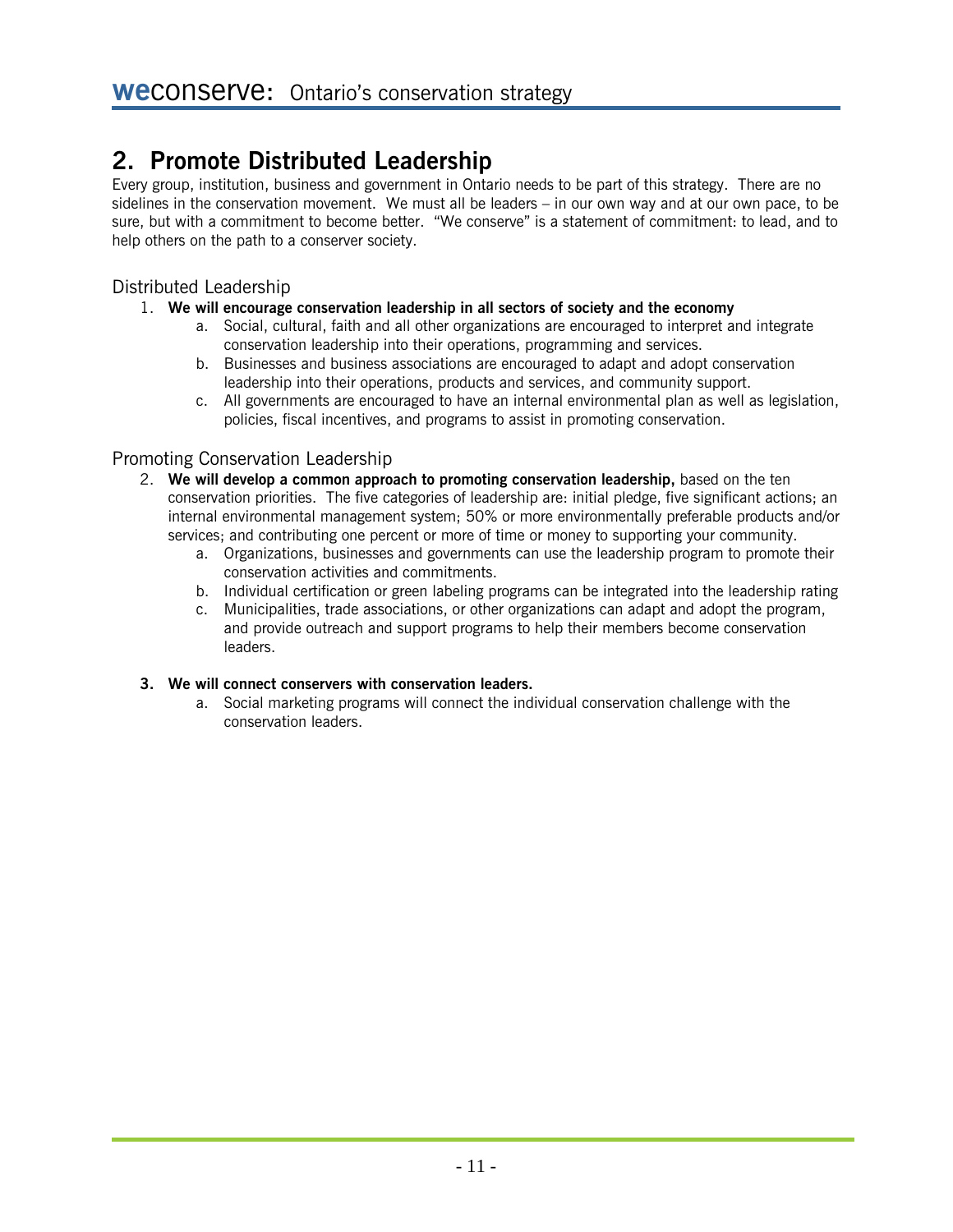## 2. Promote Distributed Leadership

Every group, institution, business and government in Ontario needs to be part of this strategy. There are no sidelines in the conservation movement. We must all be leaders – in our own way and at our own pace, to be sure, but with a commitment to become better. "We conserve" is a statement of commitment: to lead, and to help others on the path to a conserver society.

### Distributed Leadership

1. **We will encourage conservation leadership in all sectors of society and the economy**
    a. Social, cultural, faith and all other organizations are encouraged to interpret and integrate conservation leadership into their operations, programming and services.
    b. Businesses and business associations are encouraged to adapt and adopt conservation leadership into their operations, products and services, and community support.
    c. All governments are encouraged to have an internal environmental plan as well as legislation, policies, fiscal incentives, and programs to assist in promoting conservation.

### Promoting Conservation Leadership

2. **We will develop a common approach to promoting conservation leadership,** based on the ten conservation priorities. The five categories of leadership are: initial pledge, five significant actions; an internal environmental management system; 50% or more environmentally preferable products and/or services; and contributing one percent or more of time or money to supporting your community.
    a. Organizations, businesses and governments can use the leadership program to promote their conservation activities and commitments.
    b. Individual certification or green labeling programs can be integrated into the leadership rating
    c. Municipalities, trade associations, or other organizations can adapt and adopt the program, and provide outreach and support programs to help their members become conservation leaders.

3. **We will connect conservers with conservation leaders.**
    a. Social marketing programs will connect the individual conservation challenge with the conservation leaders.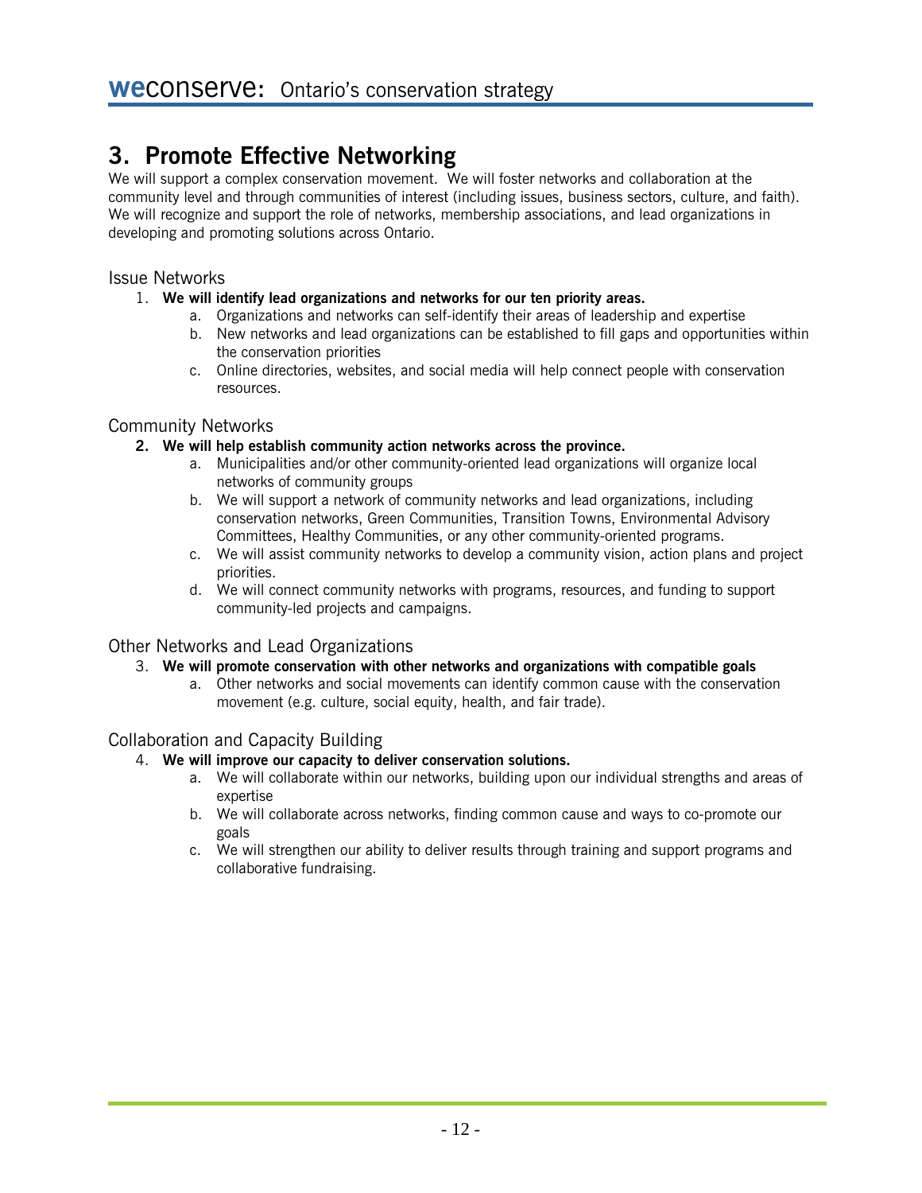## 3. Promote Effective Networking

We will support a complex conservation movement. We will foster networks and collaboration at the community level and through communities of interest (including issues, business sectors, culture, and faith). We will recognize and support the role of networks, membership associations, and lead organizations in developing and promoting solutions across Ontario.

### Issue Networks

1. **We will identify lead organizations and networks for our ten priority areas.**
   a. Organizations and networks can self-identify their areas of leadership and expertise
   b. New networks and lead organizations can be established to fill gaps and opportunities within the conservation priorities
   c. Online directories, websites, and social media will help connect people with conservation resources.

### Community Networks

2. **We will help establish community action networks across the province.**
   a. Municipalities and/or other community-oriented lead organizations will organize local networks of community groups
   b. We will support a network of community networks and lead organizations, including conservation networks, Green Communities, Transition Towns, Environmental Advisory Committees, Healthy Communities, or any other community-oriented programs.
   c. We will assist community networks to develop a community vision, action plans and project priorities.
   d. We will connect community networks with programs, resources, and funding to support community-led projects and campaigns.

### Other Networks and Lead Organizations

3. **We will promote conservation with other networks and organizations with compatible goals**
   a. Other networks and social movements can identify common cause with the conservation movement (e.g. culture, social equity, health, and fair trade).

### Collaboration and Capacity Building

4. **We will improve our capacity to deliver conservation solutions.**
   a. We will collaborate within our networks, building upon our individual strengths and areas of expertise
   b. We will collaborate across networks, finding common cause and ways to co-promote our goals
   c. We will strengthen our ability to deliver results through training and support programs and collaborative fundraising.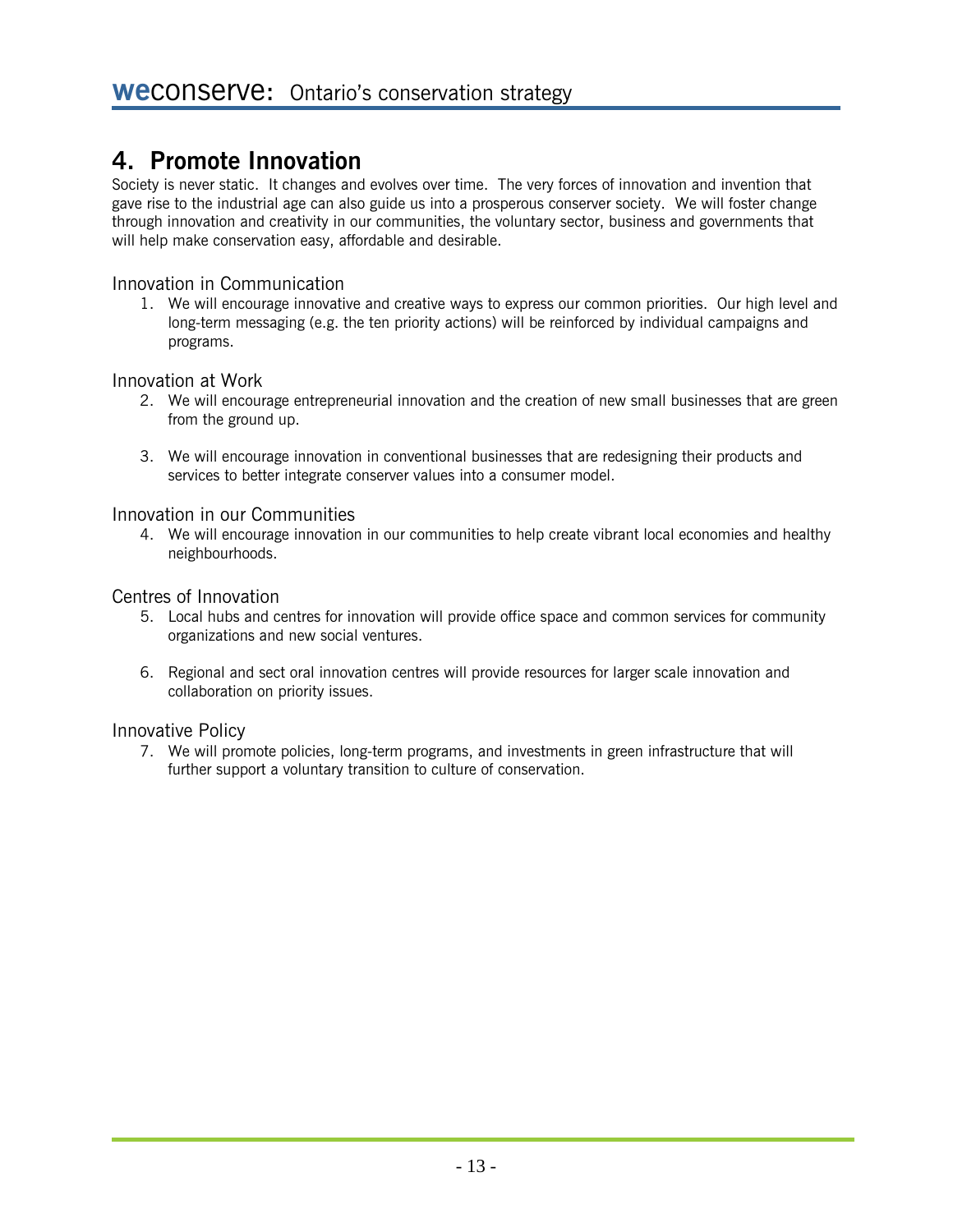## 4. Promote Innovation

Society is never static. It changes and evolves over time. The very forces of innovation and invention that gave rise to the industrial age can also guide us into a prosperous conserver society. We will foster change through innovation and creativity in our communities, the voluntary sector, business and governments that will help make conservation easy, affordable and desirable.

### Innovation in Communication

1. We will encourage innovative and creative ways to express our common priorities. Our high level and long-term messaging (e.g. the ten priority actions) will be reinforced by individual campaigns and programs.

### Innovation at Work

2. We will encourage entrepreneurial innovation and the creation of new small businesses that are green from the ground up.

3. We will encourage innovation in conventional businesses that are redesigning their products and services to better integrate conserver values into a consumer model.

### Innovation in our Communities

4. We will encourage innovation in our communities to help create vibrant local economies and healthy neighbourhoods.

### Centres of Innovation

5. Local hubs and centres for innovation will provide office space and common services for community organizations and new social ventures.

6. Regional and sect oral innovation centres will provide resources for larger scale innovation and collaboration on priority issues.

### Innovative Policy

7. We will promote policies, long-term programs, and investments in green infrastructure that will further support a voluntary transition to culture of conservation.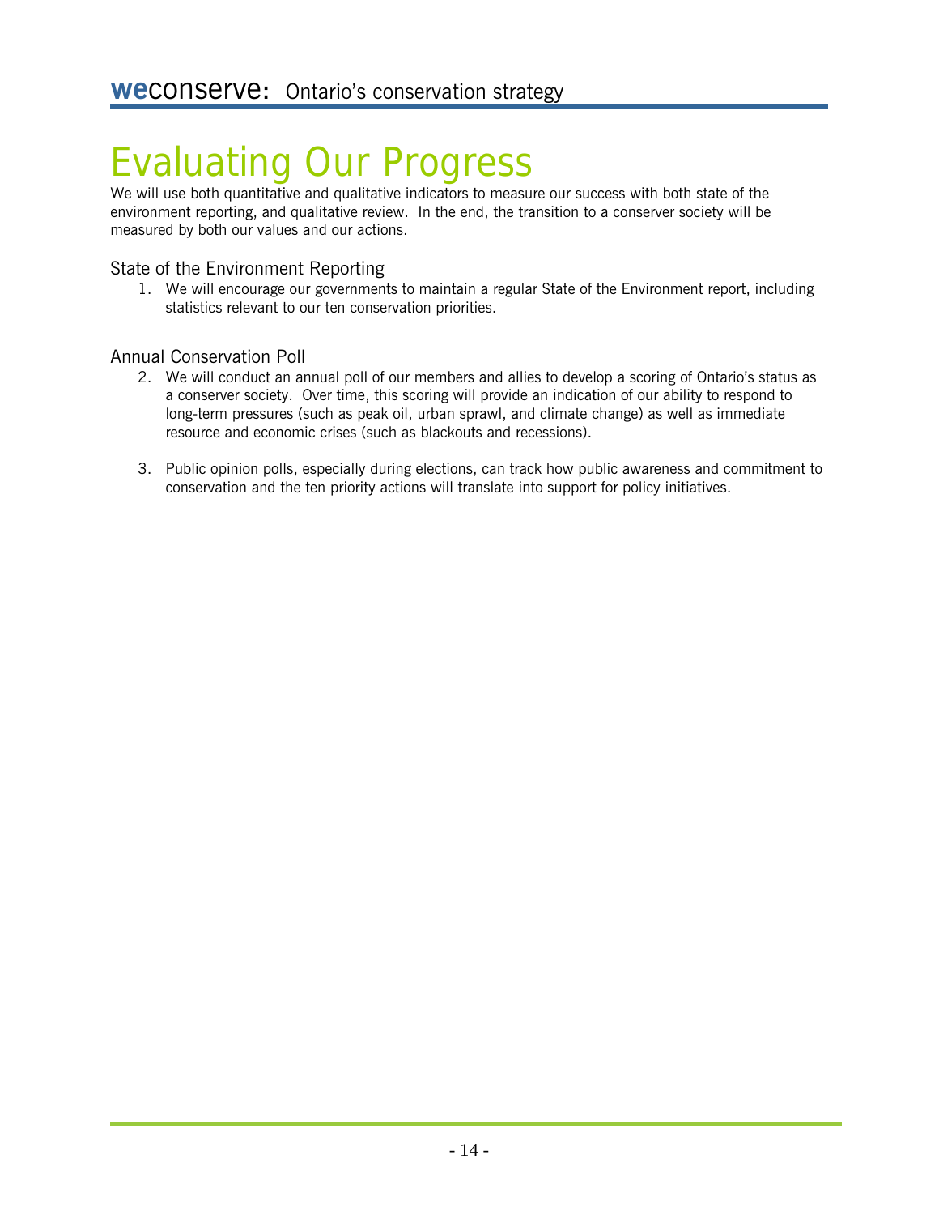# Evaluating Our Progress

We will use both quantitative and qualitative indicators to measure our success with both state of the environment reporting, and qualitative review. In the end, the transition to a conserver society will be measured by both our values and our actions.

## State of the Environment Reporting

1. We will encourage our governments to maintain a regular State of the Environment report, including statistics relevant to our ten conservation priorities.

## Annual Conservation Poll

2. We will conduct an annual poll of our members and allies to develop a scoring of Ontario's status as a conserver society. Over time, this scoring will provide an indication of our ability to respond to long-term pressures (such as peak oil, urban sprawl, and climate change) as well as immediate resource and economic crises (such as blackouts and recessions).

3. Public opinion polls, especially during elections, can track how public awareness and commitment to conservation and the ten priority actions will translate into support for policy initiatives.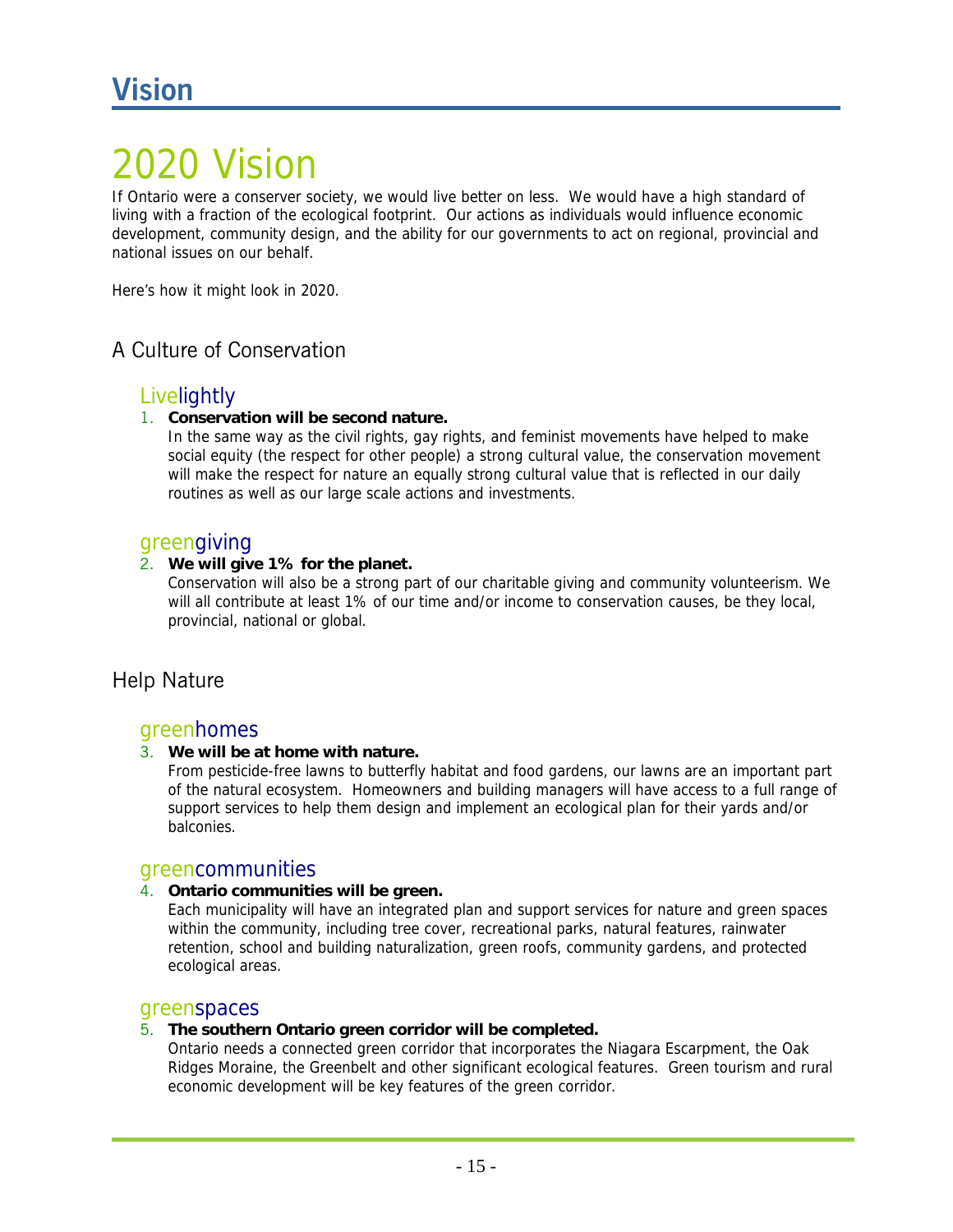# Vision

# 2020 Vision

If Ontario were a conserver society, we would live better on less. We would have a high standard of living with a fraction of the ecological footprint. Our actions as individuals would influence economic development, community design, and the ability for our governments to act on regional, provincial and national issues on our behalf.

Here's how it might look in 2020.

## A Culture of Conservation

### Livelightly

1. **Conservation will be second nature.**
   In the same way as the civil rights, gay rights, and feminist movements have helped to make social equity (the respect for other people) a strong cultural value, the conservation movement will make the respect for nature an equally strong cultural value that is reflected in our daily routines as well as our large scale actions and investments.

### greengiving

2. **We will give 1% for the planet.**
   Conservation will also be a strong part of our charitable giving and community volunteerism. We will all contribute at least 1% of our time and/or income to conservation causes, be they local, provincial, national or global.

## Help Nature

### greenhomes

3. **We will be at home with nature.**
   From pesticide-free lawns to butterfly habitat and food gardens, our lawns are an important part of the natural ecosystem. Homeowners and building managers will have access to a full range of support services to help them design and implement an ecological plan for their yards and/or balconies.

### greencommunities

4. **Ontario communities will be green.**
   Each municipality will have an integrated plan and support services for nature and green spaces within the community, including tree cover, recreational parks, natural features, rainwater retention, school and building naturalization, green roofs, community gardens, and protected ecological areas.

### greenspaces

5. **The southern Ontario green corridor will be completed.**
   Ontario needs a connected green corridor that incorporates the Niagara Escarpment, the Oak Ridges Moraine, the Greenbelt and other significant ecological features. Green tourism and rural economic development will be key features of the green corridor.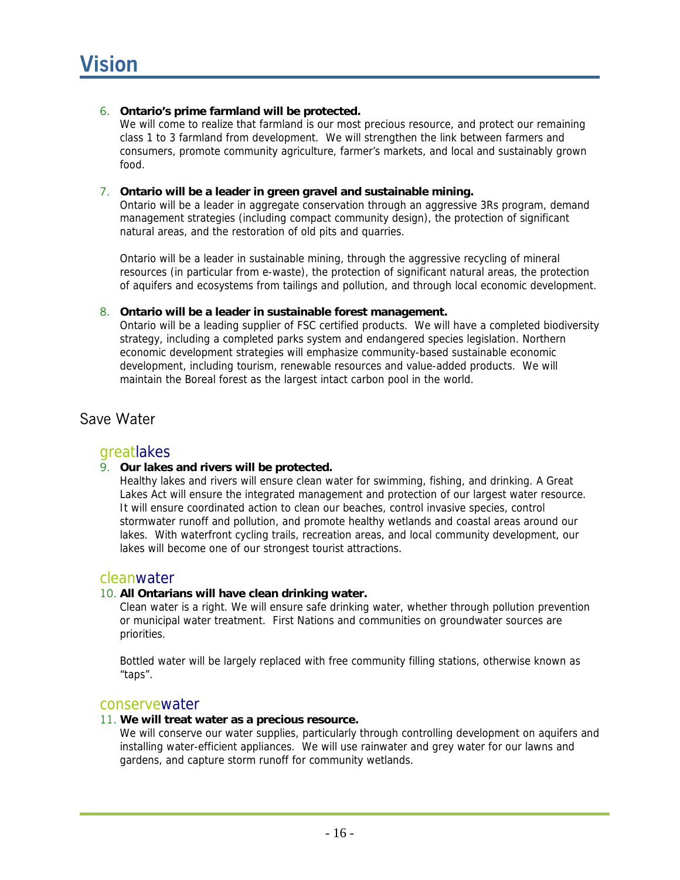# Vision

6. **Ontario's prime farmland will be protected.**
   We will come to realize that farmland is our most precious resource, and protect our remaining class 1 to 3 farmland from development. We will strengthen the link between farmers and consumers, promote community agriculture, farmer's markets, and local and sustainably grown food.

7. **Ontario will be a leader in green gravel and sustainable mining.**
   Ontario will be a leader in aggregate conservation through an aggressive 3Rs program, demand management strategies (including compact community design), the protection of significant natural areas, and the restoration of old pits and quarries.

   Ontario will be a leader in sustainable mining, through the aggressive recycling of mineral resources (in particular from e-waste), the protection of significant natural areas, the protection of aquifers and ecosystems from tailings and pollution, and through local economic development.

8. **Ontario will be a leader in sustainable forest management.**
   Ontario will be a leading supplier of FSC certified products. We will have a completed biodiversity strategy, including a completed parks system and endangered species legislation. Northern economic development strategies will emphasize community-based sustainable economic development, including tourism, renewable resources and value-added products. We will maintain the Boreal forest as the largest intact carbon pool in the world.

## Save Water

### greatlakes

9. **Our lakes and rivers will be protected.**
   Healthy lakes and rivers will ensure clean water for swimming, fishing, and drinking. A Great Lakes Act will ensure the integrated management and protection of our largest water resource. It will ensure coordinated action to clean our beaches, control invasive species, control stormwater runoff and pollution, and promote healthy wetlands and coastal areas around our lakes. With waterfront cycling trails, recreation areas, and local community development, our lakes will become one of our strongest tourist attractions.

### cleanwater

10. **All Ontarians will have clean drinking water.**
    Clean water is a right. We will ensure safe drinking water, whether through pollution prevention or municipal water treatment. First Nations and communities on groundwater sources are priorities.

    Bottled water will be largely replaced with free community filling stations, otherwise known as "taps".

### conservewater

11. **We will treat water as a precious resource.**
    We will conserve our water supplies, particularly through controlling development on aquifers and installing water-efficient appliances. We will use rainwater and grey water for our lawns and gardens, and capture storm runoff for community wetlands.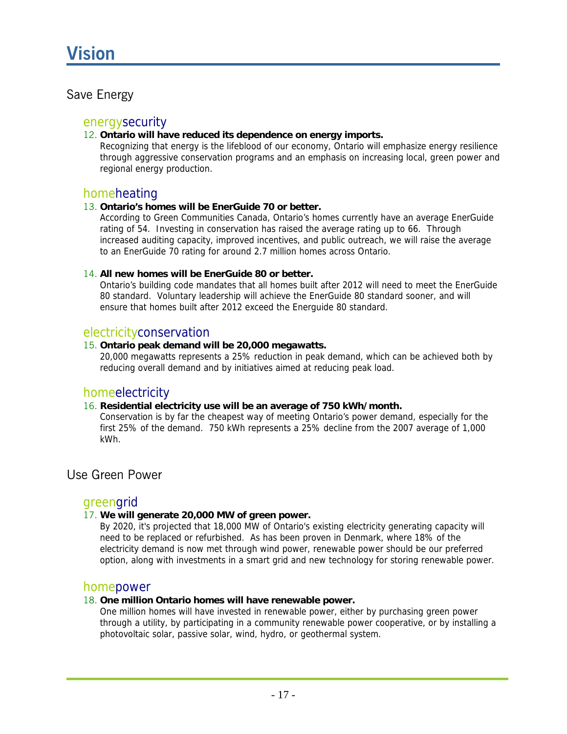# Vision

## Save Energy

### energysecurity

12. **Ontario will have reduced its dependence on energy imports.**
    Recognizing that energy is the lifeblood of our economy, Ontario will emphasize energy resilience through aggressive conservation programs and an emphasis on increasing local, green power and regional energy production.

### homeheating

13. **Ontario's homes will be EnerGuide 70 or better.**
    According to Green Communities Canada, Ontario's homes currently have an average EnerGuide rating of 54. Investing in conservation has raised the average rating up to 66. Through increased auditing capacity, improved incentives, and public outreach, we will raise the average to an EnerGuide 70 rating for around 2.7 million homes across Ontario.

14. **All new homes will be EnerGuide 80 or better.**
    Ontario's building code mandates that all homes built after 2012 will need to meet the EnerGuide 80 standard. Voluntary leadership will achieve the EnerGuide 80 standard sooner, and will ensure that homes built after 2012 exceed the Energuide 80 standard.

### electricityconservation

15. **Ontario peak demand will be 20,000 megawatts.**
    20,000 megawatts represents a 25% reduction in peak demand, which can be achieved both by reducing overall demand and by initiatives aimed at reducing peak load.

### homeelectricity

16. **Residential electricity use will be an average of 750 kWh/month.**
    Conservation is by far the cheapest way of meeting Ontario's power demand, especially for the first 25% of the demand. 750 kWh represents a 25% decline from the 2007 average of 1,000 kWh.

## Use Green Power

### greengrid

17. **We will generate 20,000 MW of green power.**
    By 2020, it's projected that 18,000 MW of Ontario's existing electricity generating capacity will need to be replaced or refurbished. As has been proven in Denmark, where 18% of the electricity demand is now met through wind power, renewable power should be our preferred option, along with investments in a smart grid and new technology for storing renewable power.

### homepower

18. **One million Ontario homes will have renewable power.**
    One million homes will have invested in renewable power, either by purchasing green power through a utility, by participating in a community renewable power cooperative, or by installing a photovoltaic solar, passive solar, wind, hydro, or geothermal system.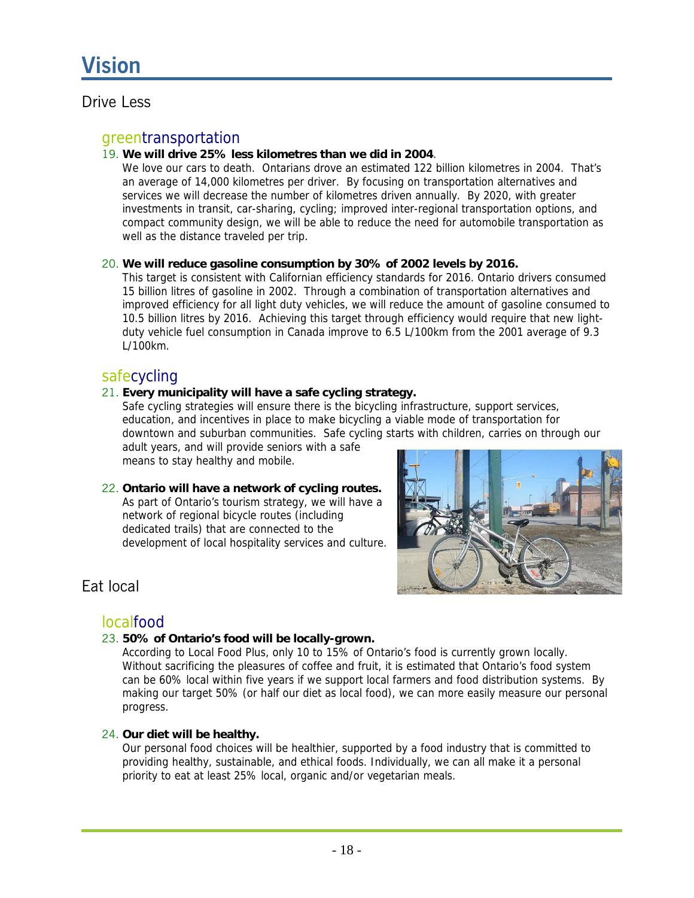# Vision

## Drive Less

### greentransportation

19. **We will drive 25% less kilometres than we did in 2004**.
   We love our cars to death. Ontarians drove an estimated 122 billion kilometres in 2004. That's an average of 14,000 kilometres per driver. By focusing on transportation alternatives and services we will decrease the number of kilometres driven annually. By 2020, with greater investments in transit, car-sharing, cycling; improved inter-regional transportation options, and compact community design, we will be able to reduce the need for automobile transportation as well as the distance traveled per trip.

20. **We will reduce gasoline consumption by 30% of 2002 levels by 2016.**
   This target is consistent with Californian efficiency standards for 2016. Ontario drivers consumed 15 billion litres of gasoline in 2002. Through a combination of transportation alternatives and improved efficiency for all light duty vehicles, we will reduce the amount of gasoline consumed to 10.5 billion litres by 2016. Achieving this target through efficiency would require that new light-duty vehicle fuel consumption in Canada improve to 6.5 L/100km from the 2001 average of 9.3 L/100km.

### safecycling

21. **Every municipality will have a safe cycling strategy.**
   Safe cycling strategies will ensure there is the bicycling infrastructure, support services, education, and incentives in place to make bicycling a viable mode of transportation for downtown and suburban communities. Safe cycling starts with children, carries on through our adult years, and will provide seniors with a safe means to stay healthy and mobile.

22. **Ontario will have a network of cycling routes.**
   As part of Ontario's tourism strategy, we will have a network of regional bicycle routes (including dedicated trails) that are connected to the development of local hospitality services and culture.

## Eat local

### localfood

23. **50% of Ontario's food will be locally-grown.**
   According to Local Food Plus, only 10 to 15% of Ontario's food is currently grown locally. Without sacrificing the pleasures of coffee and fruit, it is estimated that Ontario's food system can be 60% local within five years if we support local farmers and food distribution systems. By making our target 50% (or half our diet as local food), we can more easily measure our personal progress.

24. **Our diet will be healthy.**
   Our personal food choices will be healthier, supported by a food industry that is committed to providing healthy, sustainable, and ethical foods. Individually, we can all make it a personal priority to eat at least 25% local, organic and/or vegetarian meals.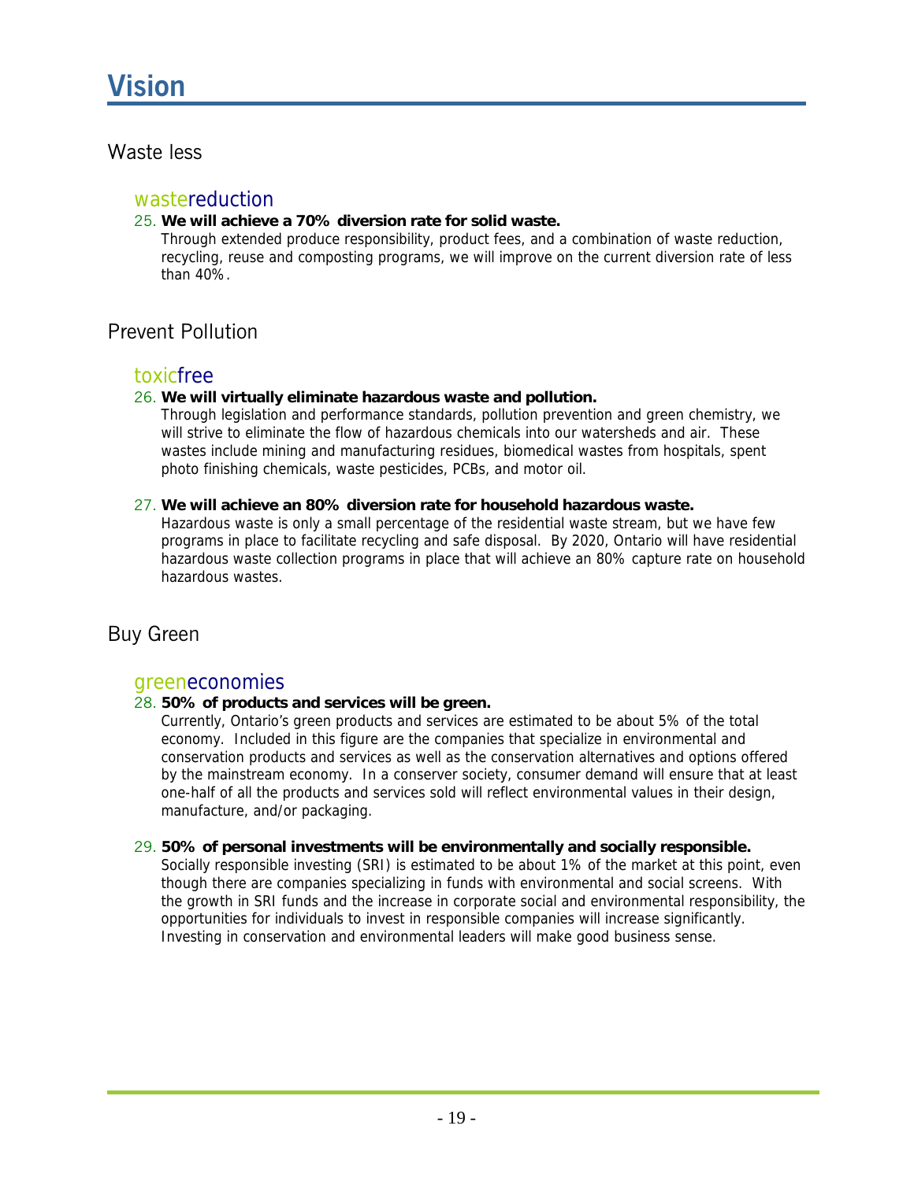# Vision

## Waste less

### wastereduction

25. **We will achieve a 70% diversion rate for solid waste.**
    Through extended produce responsibility, product fees, and a combination of waste reduction, recycling, reuse and composting programs, we will improve on the current diversion rate of less than 40%.

## Prevent Pollution

### toxicfree

26. **We will virtually eliminate hazardous waste and pollution.**
    Through legislation and performance standards, pollution prevention and green chemistry, we will strive to eliminate the flow of hazardous chemicals into our watersheds and air. These wastes include mining and manufacturing residues, biomedical wastes from hospitals, spent photo finishing chemicals, waste pesticides, PCBs, and motor oil.

27. **We will achieve an 80% diversion rate for household hazardous waste.**
    Hazardous waste is only a small percentage of the residential waste stream, but we have few programs in place to facilitate recycling and safe disposal. By 2020, Ontario will have residential hazardous waste collection programs in place that will achieve an 80% capture rate on household hazardous wastes.

## Buy Green

### greeneconomies

28. **50% of products and services will be green.**
    Currently, Ontario's green products and services are estimated to be about 5% of the total economy. Included in this figure are the companies that specialize in environmental and conservation products and services as well as the conservation alternatives and options offered by the mainstream economy. In a conserver society, consumer demand will ensure that at least one-half of all the products and services sold will reflect environmental values in their design, manufacture, and/or packaging.

29. **50% of personal investments will be environmentally and socially responsible.**
    Socially responsible investing (SRI) is estimated to be about 1% of the market at this point, even though there are companies specializing in funds with environmental and social screens. With the growth in SRI funds and the increase in corporate social and environmental responsibility, the opportunities for individuals to invest in responsible companies will increase significantly. Investing in conservation and environmental leaders will make good business sense.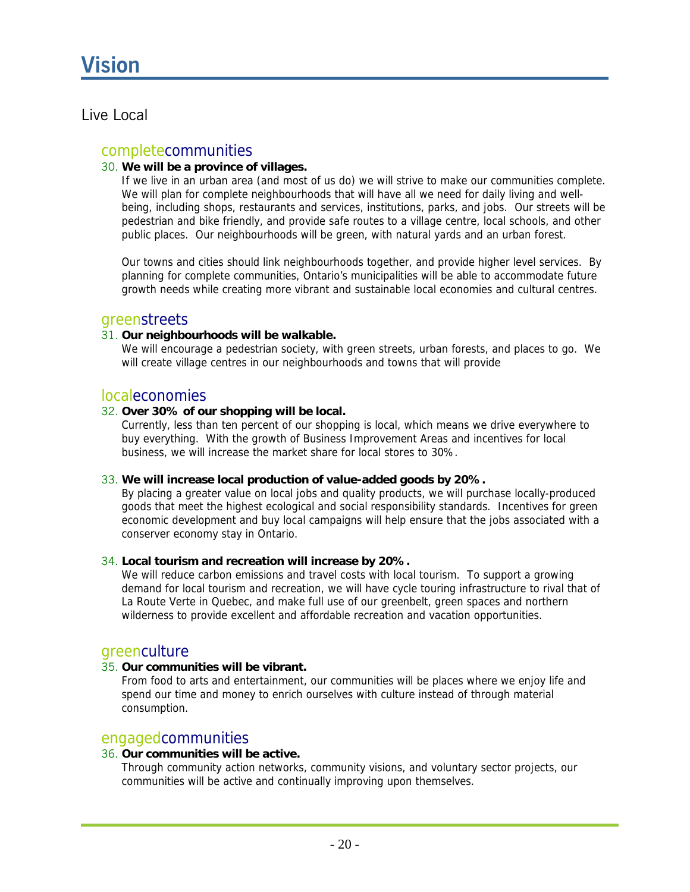# Vision

## Live Local

### completecommunities

30. **We will be a province of villages.**

If we live in an urban area (and most of us do) we will strive to make our communities complete. We will plan for complete neighbourhoods that will have all we need for daily living and well-being, including shops, restaurants and services, institutions, parks, and jobs. Our streets will be pedestrian and bike friendly, and provide safe routes to a village centre, local schools, and other public places. Our neighbourhoods will be green, with natural yards and an urban forest.

Our towns and cities should link neighbourhoods together, and provide higher level services. By planning for complete communities, Ontario's municipalities will be able to accommodate future growth needs while creating more vibrant and sustainable local economies and cultural centres.

### greenstreets

31. **Our neighbourhoods will be walkable.**

We will encourage a pedestrian society, with green streets, urban forests, and places to go. We will create village centres in our neighbourhoods and towns that will provide

### localeconomies

32. **Over 30% of our shopping will be local.**

Currently, less than ten percent of our shopping is local, which means we drive everywhere to buy everything. With the growth of Business Improvement Areas and incentives for local business, we will increase the market share for local stores to 30%.

33. **We will increase local production of value-added goods by 20%.**

By placing a greater value on local jobs and quality products, we will purchase locally-produced goods that meet the highest ecological and social responsibility standards. Incentives for green economic development and buy local campaigns will help ensure that the jobs associated with a conserver economy stay in Ontario.

34. **Local tourism and recreation will increase by 20%.**

We will reduce carbon emissions and travel costs with local tourism. To support a growing demand for local tourism and recreation, we will have cycle touring infrastructure to rival that of La Route Verte in Quebec, and make full use of our greenbelt, green spaces and northern wilderness to provide excellent and affordable recreation and vacation opportunities.

### greenculture

35. **Our communities will be vibrant.**

From food to arts and entertainment, our communities will be places where we enjoy life and spend our time and money to enrich ourselves with culture instead of through material consumption.

### engagedcommunities

36. **Our communities will be active.**

Through community action networks, community visions, and voluntary sector projects, our communities will be active and continually improving upon themselves.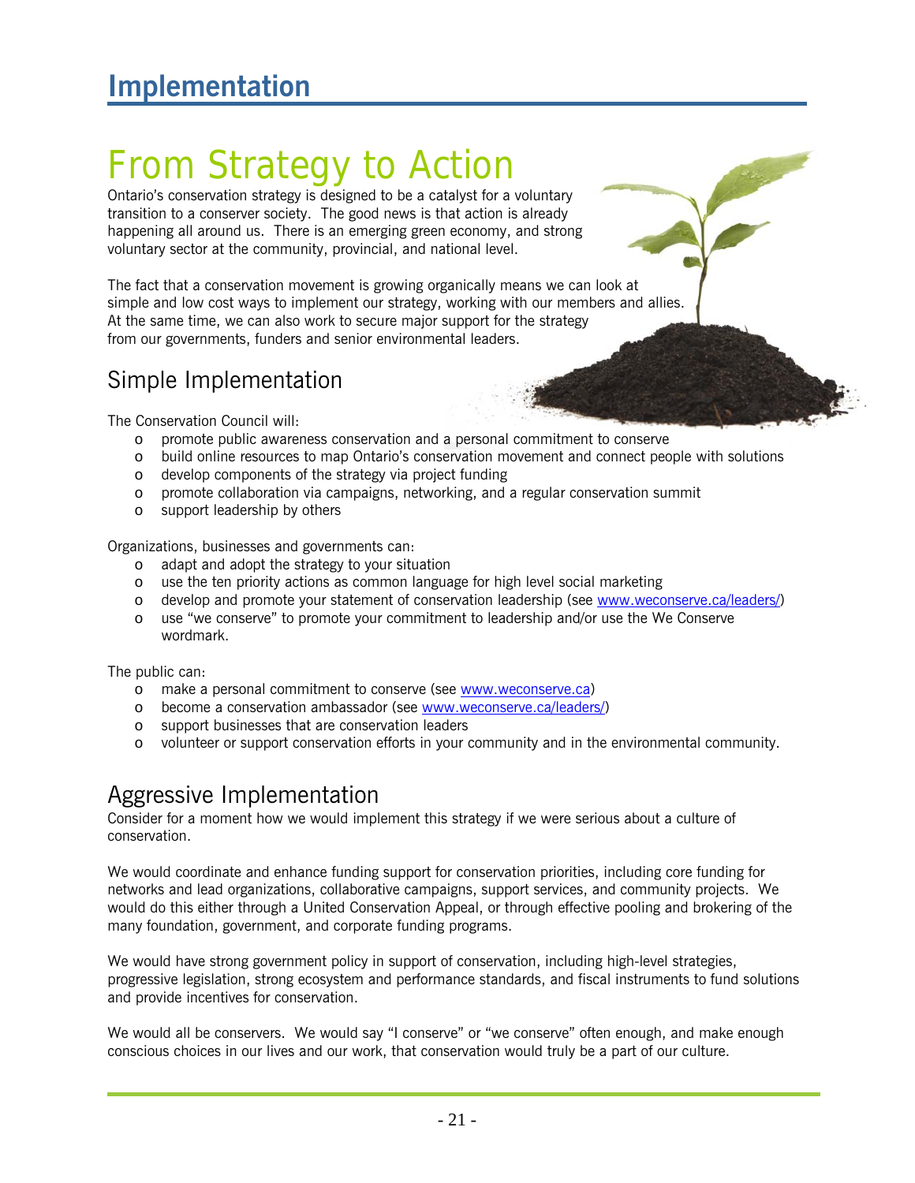# Implementation

# From Strategy to Action

Ontario's conservation strategy is designed to be a catalyst for a voluntary transition to a conserver society. The good news is that action is already happening all around us. There is an emerging green economy, and strong voluntary sector at the community, provincial, and national level.

The fact that a conservation movement is growing organically means we can look at simple and low cost ways to implement our strategy, working with our members and allies. At the same time, we can also work to secure major support for the strategy from our governments, funders and senior environmental leaders.

## Simple Implementation

The Conservation Council will:

- promote public awareness conservation and a personal commitment to conserve
- build online resources to map Ontario's conservation movement and connect people with solutions
- develop components of the strategy via project funding
- promote collaboration via campaigns, networking, and a regular conservation summit
- support leadership by others

Organizations, businesses and governments can:

- adapt and adopt the strategy to your situation
- use the ten priority actions as common language for high level social marketing
- develop and promote your statement of conservation leadership (see www.weconserve.ca/leaders/)
- use "we conserve" to promote your commitment to leadership and/or use the We Conserve wordmark.

The public can:

- make a personal commitment to conserve (see www.weconserve.ca)
- become a conservation ambassador (see www.weconserve.ca/leaders/)
- support businesses that are conservation leaders
- volunteer or support conservation efforts in your community and in the environmental community.

## Aggressive Implementation

Consider for a moment how we would implement this strategy if we were serious about a culture of conservation.

We would coordinate and enhance funding support for conservation priorities, including core funding for networks and lead organizations, collaborative campaigns, support services, and community projects. We would do this either through a United Conservation Appeal, or through effective pooling and brokering of the many foundation, government, and corporate funding programs.

We would have strong government policy in support of conservation, including high-level strategies, progressive legislation, strong ecosystem and performance standards, and fiscal instruments to fund solutions and provide incentives for conservation.

We would all be conservers. We would say "I conserve" or "we conserve" often enough, and make enough conscious choices in our lives and our work, that conservation would truly be a part of our culture.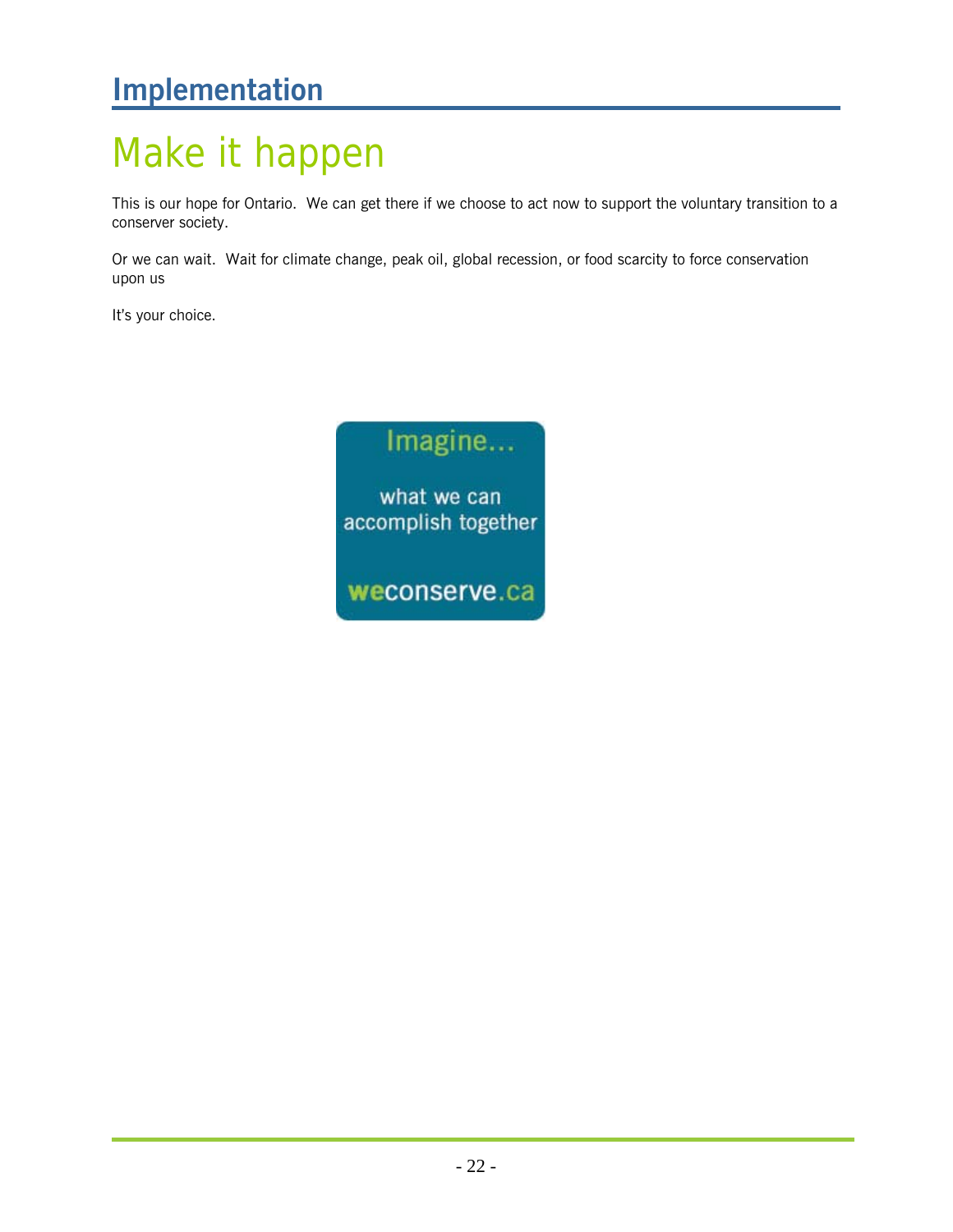## Implementation

# Make it happen

This is our hope for Ontario. We can get there if we choose to act now to support the voluntary transition to a conserver society.

Or we can wait. Wait for climate change, peak oil, global recession, or food scarcity to force conservation upon us

It's your choice.

Imagine...

what we can accomplish together

weconserve.ca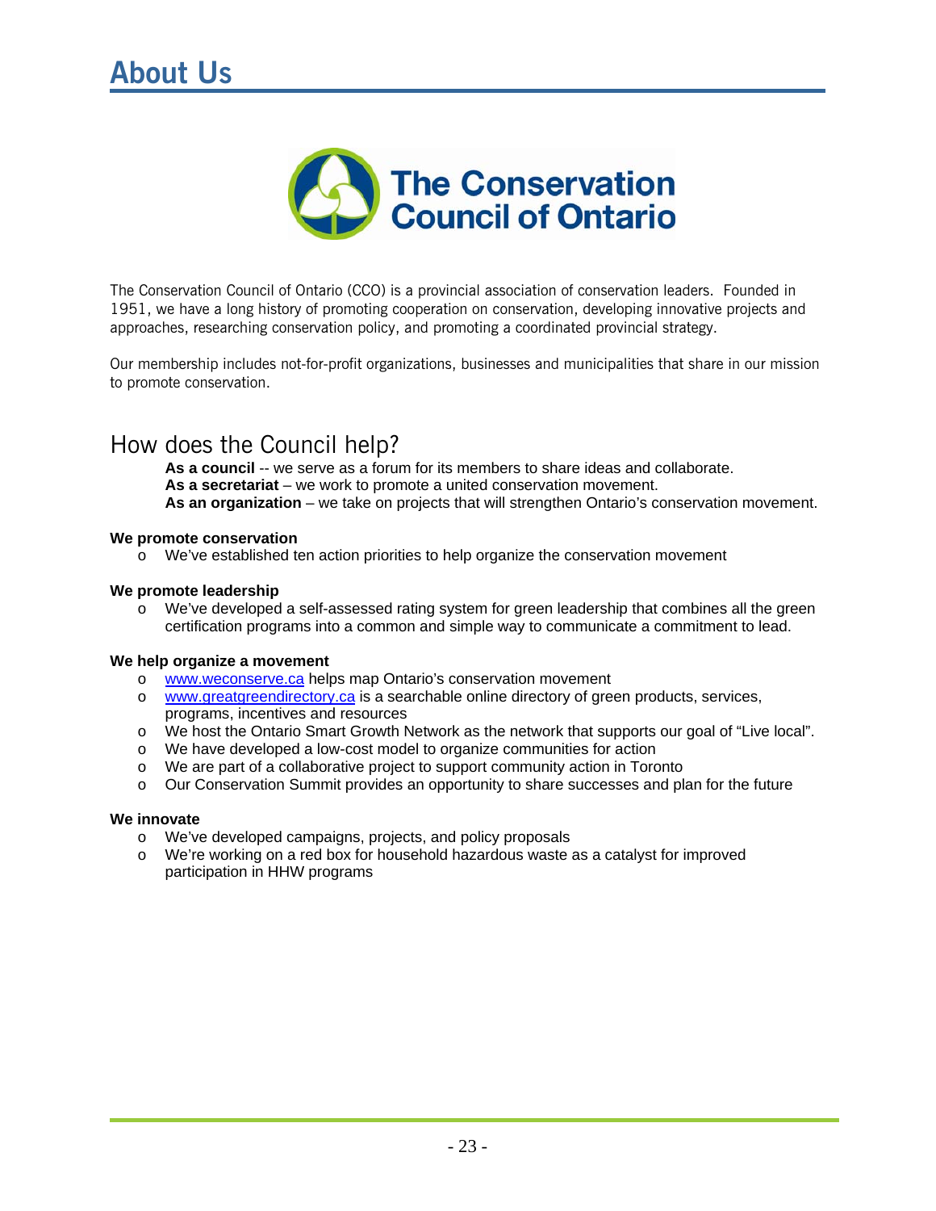# About Us

The Conservation Council of Ontario

The Conservation Council of Ontario (CCO) is a provincial association of conservation leaders. Founded in 1951, we have a long history of promoting cooperation on conservation, developing innovative projects and approaches, researching conservation policy, and promoting a coordinated provincial strategy.

Our membership includes not-for-profit organizations, businesses and municipalities that share in our mission to promote conservation.

## How does the Council help?

**As a council** -- we serve as a forum for its members to share ideas and collaborate.
**As a secretariat** – we work to promote a united conservation movement.
**As an organization** – we take on projects that will strengthen Ontario's conservation movement.

**We promote conservation**

- We've established ten action priorities to help organize the conservation movement

**We promote leadership**

- We've developed a self-assessed rating system for green leadership that combines all the green certification programs into a common and simple way to communicate a commitment to lead.

**We help organize a movement**

- www.weconserve.ca helps map Ontario's conservation movement
- www.greatgreendirectory.ca is a searchable online directory of green products, services, programs, incentives and resources
- We host the Ontario Smart Growth Network as the network that supports our goal of "Live local".
- We have developed a low-cost model to organize communities for action
- We are part of a collaborative project to support community action in Toronto
- Our Conservation Summit provides an opportunity to share successes and plan for the future

**We innovate**

- We've developed campaigns, projects, and policy proposals
- We're working on a red box for household hazardous waste as a catalyst for improved participation in HHW programs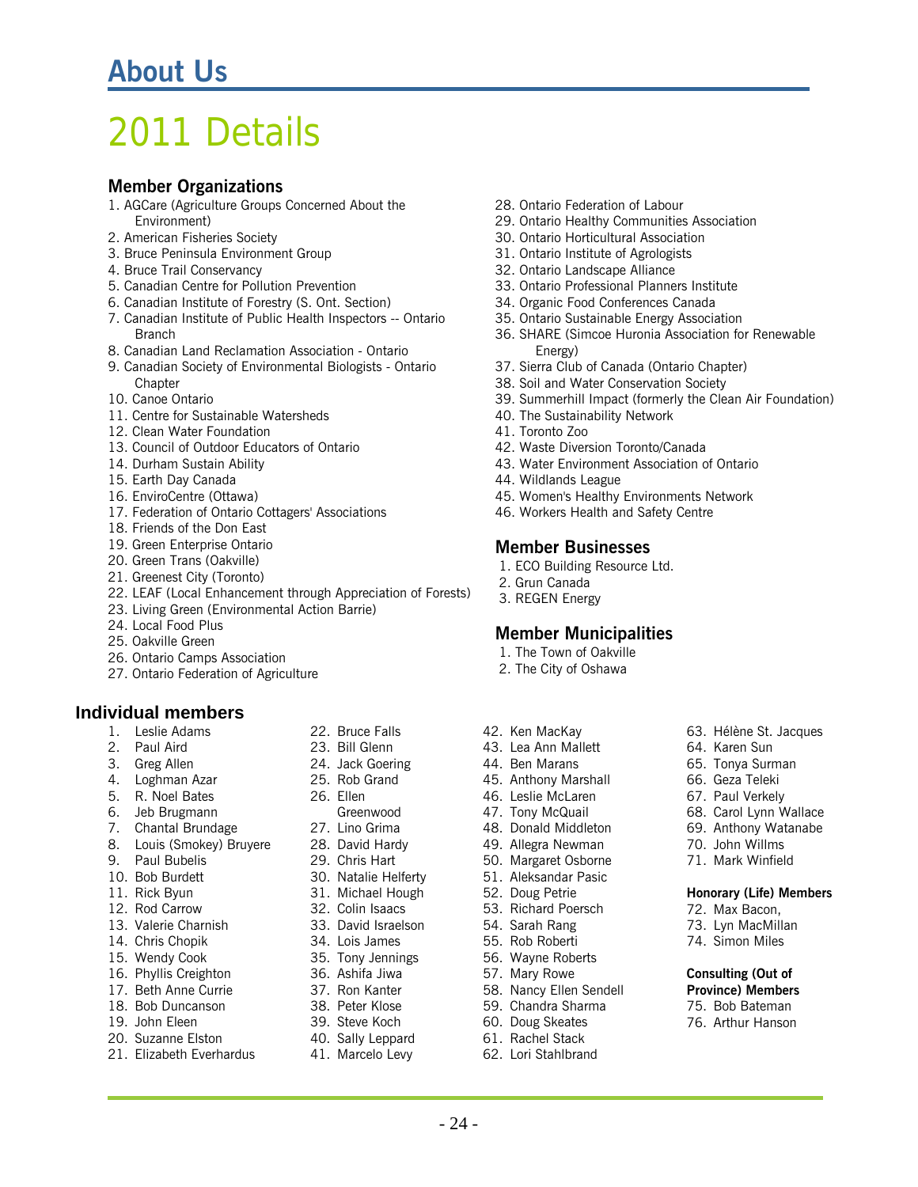# About Us

# 2011 Details

## Member Organizations

1. AGCare (Agriculture Groups Concerned About the Environment)
2. American Fisheries Society
3. Bruce Peninsula Environment Group
4. Bruce Trail Conservancy
5. Canadian Centre for Pollution Prevention
6. Canadian Institute of Forestry (S. Ont. Section)
7. Canadian Institute of Public Health Inspectors -- Ontario Branch
8. Canadian Land Reclamation Association - Ontario
9. Canadian Society of Environmental Biologists - Ontario Chapter
10. Canoe Ontario
11. Centre for Sustainable Watersheds
12. Clean Water Foundation
13. Council of Outdoor Educators of Ontario
14. Durham Sustain Ability
15. Earth Day Canada
16. EnviroCentre (Ottawa)
17. Federation of Ontario Cottagers' Associations
18. Friends of the Don East
19. Green Enterprise Ontario
20. Green Trans (Oakville)
21. Greenest City (Toronto)
22. LEAF (Local Enhancement through Appreciation of Forests)
23. Living Green (Environmental Action Barrie)
24. Local Food Plus
25. Oakville Green
26. Ontario Camps Association
27. Ontario Federation of Agriculture
28. Ontario Federation of Labour
29. Ontario Healthy Communities Association
30. Ontario Horticultural Association
31. Ontario Institute of Agrologists
32. Ontario Landscape Alliance
33. Ontario Professional Planners Institute
34. Organic Food Conferences Canada
35. Ontario Sustainable Energy Association
36. SHARE (Simcoe Huronia Association for Renewable Energy)
37. Sierra Club of Canada (Ontario Chapter)
38. Soil and Water Conservation Society
39. Summerhill Impact (formerly the Clean Air Foundation)
40. The Sustainability Network
41. Toronto Zoo
42. Waste Diversion Toronto/Canada
43. Water Environment Association of Ontario
44. Wildlands League
45. Women's Healthy Environments Network
46. Workers Health and Safety Centre

## Member Businesses

1. ECO Building Resource Ltd.
2. Grun Canada
3. REGEN Energy

## Member Municipalities

1. The Town of Oakville
2. The City of Oshawa

## Individual members

1. Leslie Adams
2. Paul Aird
3. Greg Allen
4. Loghman Azar
5. R. Noel Bates
6. Jeb Brugmann
7. Chantal Brundage
8. Louis (Smokey) Bruyere
9. Paul Bubelis
10. Bob Burdett
11. Rick Byun
12. Rod Carrow
13. Valerie Charnish
14. Chris Chopik
15. Wendy Cook
16. Phyllis Creighton
17. Beth Anne Currie
18. Bob Duncanson
19. John Eleen
20. Suzanne Elston
21. Elizabeth Everhardus
22. Bruce Falls
23. Bill Glenn
24. Jack Goering
25. Rob Grand
26. Ellen Greenwood
27. Lino Grima
28. David Hardy
29. Chris Hart
30. Natalie Helferty
31. Michael Hough
32. Colin Isaacs
33. David Israelson
34. Lois James
35. Tony Jennings
36. Ashifa Jiwa
37. Ron Kanter
38. Peter Klose
39. Steve Koch
40. Sally Leppard
41. Marcelo Levy
42. Ken MacKay
43. Lea Ann Mallett
44. Ben Marans
45. Anthony Marshall
46. Leslie McLaren
47. Tony McQuail
48. Donald Middleton
49. Allegra Newman
50. Margaret Osborne
51. Aleksandar Pasic
52. Doug Petrie
53. Richard Poersch
54. Sarah Rang
55. Rob Roberti
56. Wayne Roberts
57. Mary Rowe
58. Nancy Ellen Sendell
59. Chandra Sharma
60. Doug Skeates
61. Rachel Stack
62. Lori Stahlbrand
63. Hélène St. Jacques
64. Karen Sun
65. Tonya Surman
66. Geza Teleki
67. Paul Verkely
68. Carol Lynn Wallace
69. Anthony Watanabe
70. John Willms
71. Mark Winfield

**Honorary (Life) Members**

72. Max Bacon,
73. Lyn MacMillan
74. Simon Miles

**Consulting (Out of Province) Members**

75. Bob Bateman
76. Arthur Hanson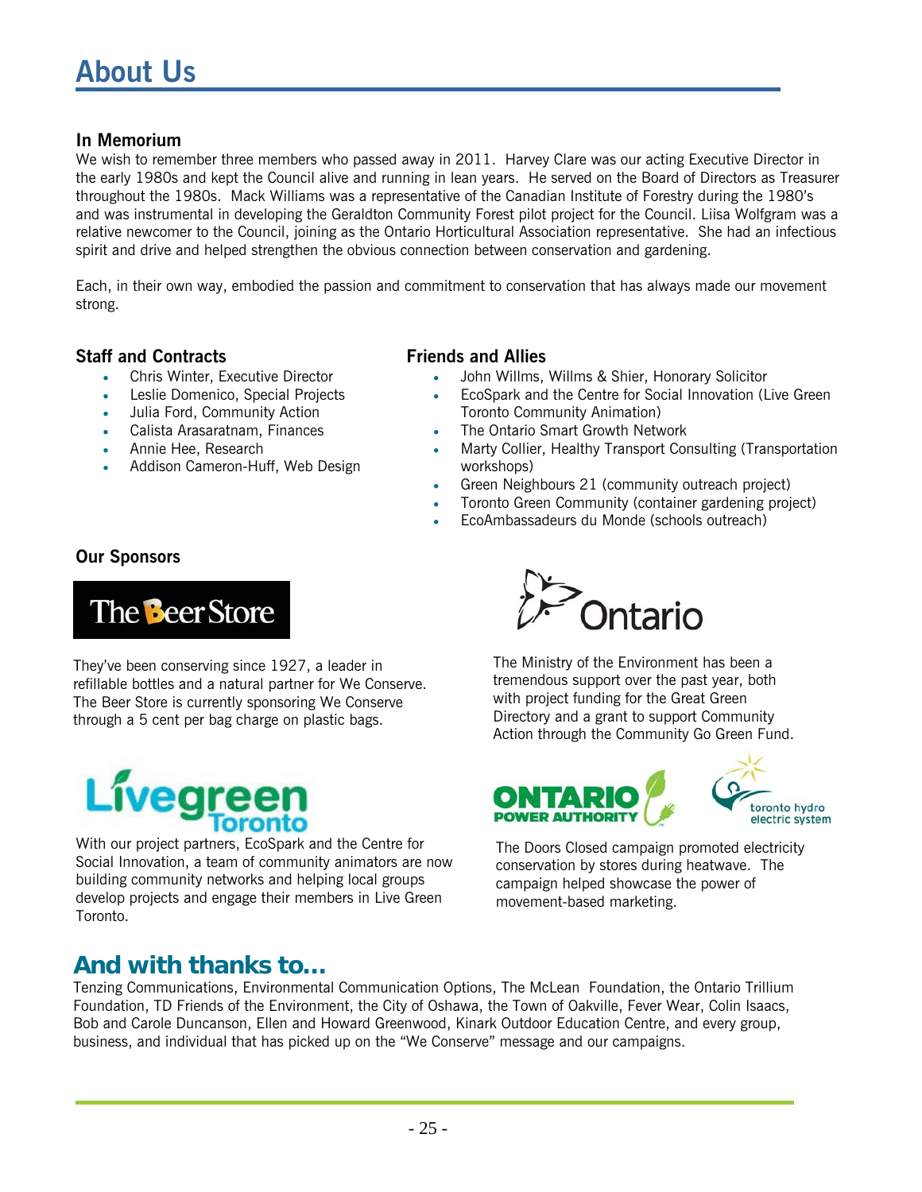# About Us

### In Memorium

We wish to remember three members who passed away in 2011. Harvey Clare was our acting Executive Director in the early 1980s and kept the Council alive and running in lean years. He served on the Board of Directors as Treasurer throughout the 1980s. Mack Williams was a representative of the Canadian Institute of Forestry during the 1980's and was instrumental in developing the Geraldton Community Forest pilot project for the Council. Liisa Wolfgram was a relative newcomer to the Council, joining as the Ontario Horticultural Association representative. She had an infectious spirit and drive and helped strengthen the obvious connection between conservation and gardening.

Each, in their own way, embodied the passion and commitment to conservation that has always made our movement strong.

### Staff and Contracts

- Chris Winter, Executive Director
- Leslie Domenico, Special Projects
- Julia Ford, Community Action
- Calista Arasaratnam, Finances
- Annie Hee, Research
- Addison Cameron-Huff, Web Design

### Friends and Allies

- John Willms, Willms & Shier, Honorary Solicitor
- EcoSpark and the Centre for Social Innovation (Live Green Toronto Community Animation)
- The Ontario Smart Growth Network
- Marty Collier, Healthy Transport Consulting (Transportation workshops)
- Green Neighbours 21 (community outreach project)
- Toronto Green Community (container gardening project)
- EcoAmbassadeurs du Monde (schools outreach)

### Our Sponsors

The Beer Store

They've been conserving since 1927, a leader in refillable bottles and a natural partner for We Conserve. The Beer Store is currently sponsoring We Conserve through a 5 cent per bag charge on plastic bags.

Ontario

The Ministry of the Environment has been a tremendous support over the past year, both with project funding for the Great Green Directory and a grant to support Community Action through the Community Go Green Fund.

Livegreen Toronto

With our project partners, EcoSpark and the Centre for Social Innovation, a team of community animators are now building community networks and helping local groups develop projects and engage their members in Live Green Toronto.

Ontario Power Authority / toronto hydro electric system

The Doors Closed campaign promoted electricity conservation by stores during heatwave. The campaign helped showcase the power of movement-based marketing.

## And with thanks to...

Tenzing Communications, Environmental Communication Options, The McLean Foundation, the Ontario Trillium Foundation, TD Friends of the Environment, the City of Oshawa, the Town of Oakville, Fever Wear, Colin Isaacs, Bob and Carole Duncanson, Ellen and Howard Greenwood, Kinark Outdoor Education Centre, and every group, business, and individual that has picked up on the "We Conserve" message and our campaigns.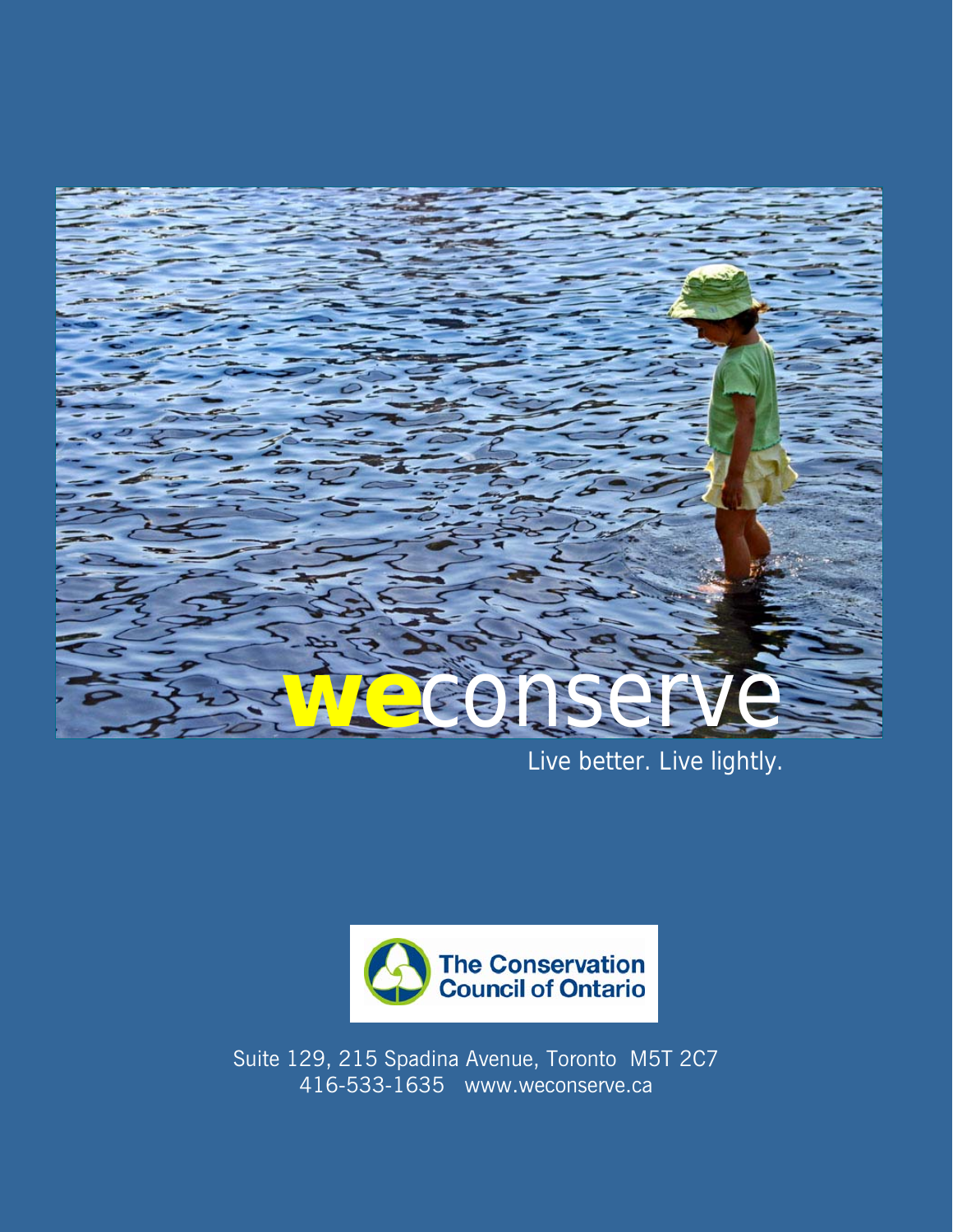**we**conserve

Live better. Live lightly.

The Conservation Council of Ontario

Suite 129, 215 Spadina Avenue, Toronto M5T 2C7
416-533-1635 www.weconserve.ca